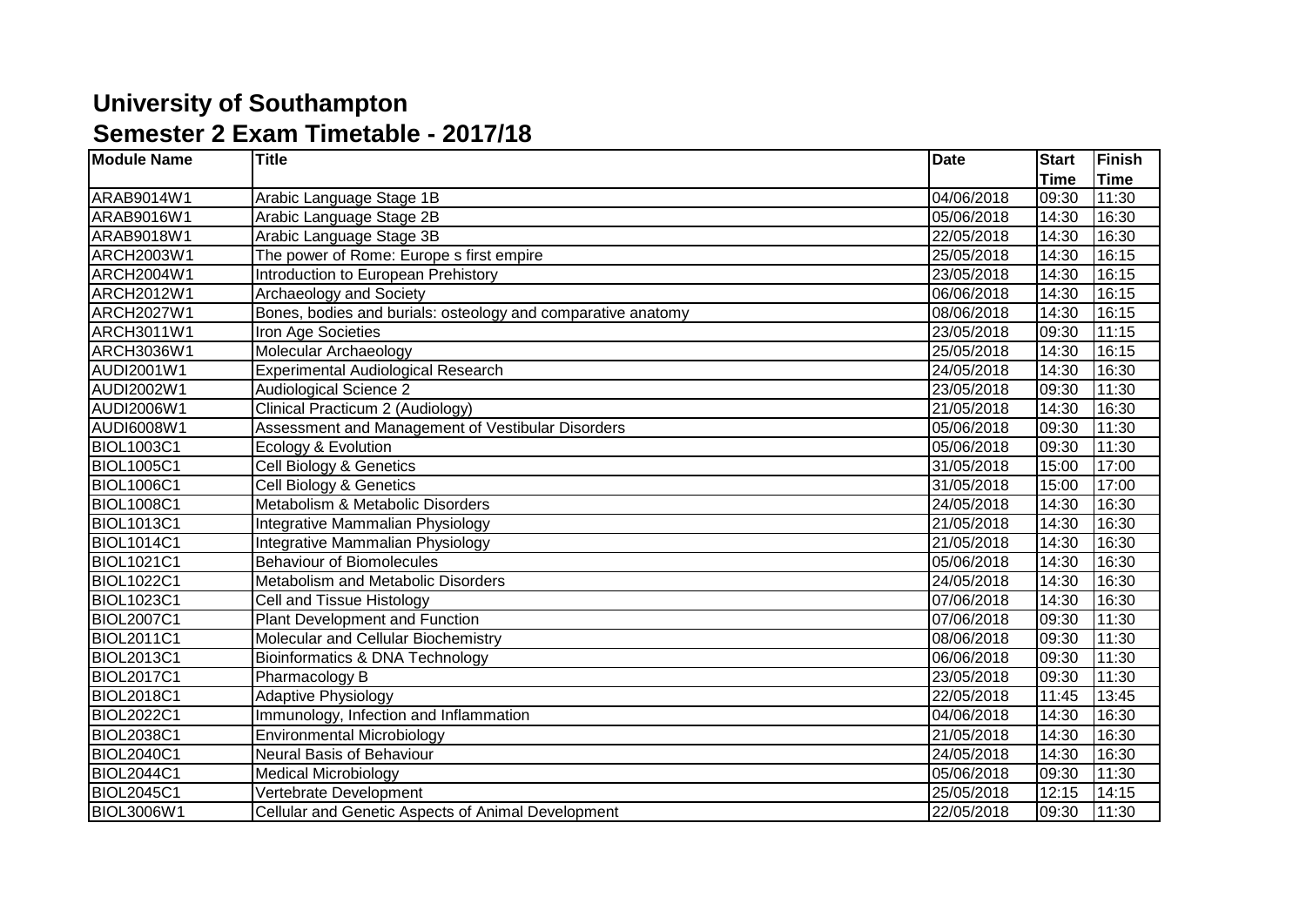# University of Southampton
## Semester 2 Exam Timetable - 2017/18

| Module Name | Title | Date | Start Time | Finish Time |
|---|---|---|---|---|
| ARAB9014W1 | Arabic Language Stage 1B | 04/06/2018 | 09:30 | 11:30 |
| ARAB9016W1 | Arabic Language Stage 2B | 05/06/2018 | 14:30 | 16:30 |
| ARAB9018W1 | Arabic Language Stage 3B | 22/05/2018 | 14:30 | 16:30 |
| ARCH2003W1 | The power of Rome: Europe s first empire | 25/05/2018 | 14:30 | 16:15 |
| ARCH2004W1 | Introduction to European Prehistory | 23/05/2018 | 14:30 | 16:15 |
| ARCH2012W1 | Archaeology and Society | 06/06/2018 | 14:30 | 16:15 |
| ARCH2027W1 | Bones, bodies and burials: osteology and comparative anatomy | 08/06/2018 | 14:30 | 16:15 |
| ARCH3011W1 | Iron Age Societies | 23/05/2018 | 09:30 | 11:15 |
| ARCH3036W1 | Molecular Archaeology | 25/05/2018 | 14:30 | 16:15 |
| AUDI2001W1 | Experimental Audiological Research | 24/05/2018 | 14:30 | 16:30 |
| AUDI2002W1 | Audiological Science 2 | 23/05/2018 | 09:30 | 11:30 |
| AUDI2006W1 | Clinical Practicum 2 (Audiology) | 21/05/2018 | 14:30 | 16:30 |
| AUDI6008W1 | Assessment and Management of Vestibular Disorders | 05/06/2018 | 09:30 | 11:30 |
| BIOL1003C1 | Ecology & Evolution | 05/06/2018 | 09:30 | 11:30 |
| BIOL1005C1 | Cell Biology & Genetics | 31/05/2018 | 15:00 | 17:00 |
| BIOL1006C1 | Cell Biology & Genetics | 31/05/2018 | 15:00 | 17:00 |
| BIOL1008C1 | Metabolism & Metabolic Disorders | 24/05/2018 | 14:30 | 16:30 |
| BIOL1013C1 | Integrative Mammalian Physiology | 21/05/2018 | 14:30 | 16:30 |
| BIOL1014C1 | Integrative Mammalian Physiology | 21/05/2018 | 14:30 | 16:30 |
| BIOL1021C1 | Behaviour of Biomolecules | 05/06/2018 | 14:30 | 16:30 |
| BIOL1022C1 | Metabolism and Metabolic Disorders | 24/05/2018 | 14:30 | 16:30 |
| BIOL1023C1 | Cell and Tissue Histology | 07/06/2018 | 14:30 | 16:30 |
| BIOL2007C1 | Plant Development and Function | 07/06/2018 | 09:30 | 11:30 |
| BIOL2011C1 | Molecular and Cellular Biochemistry | 08/06/2018 | 09:30 | 11:30 |
| BIOL2013C1 | Bioinformatics & DNA Technology | 06/06/2018 | 09:30 | 11:30 |
| BIOL2017C1 | Pharmacology B | 23/05/2018 | 09:30 | 11:30 |
| BIOL2018C1 | Adaptive Physiology | 22/05/2018 | 11:45 | 13:45 |
| BIOL2022C1 | Immunology, Infection and Inflammation | 04/06/2018 | 14:30 | 16:30 |
| BIOL2038C1 | Environmental Microbiology | 21/05/2018 | 14:30 | 16:30 |
| BIOL2040C1 | Neural Basis of Behaviour | 24/05/2018 | 14:30 | 16:30 |
| BIOL2044C1 | Medical Microbiology | 05/06/2018 | 09:30 | 11:30 |
| BIOL2045C1 | Vertebrate Development | 25/05/2018 | 12:15 | 14:15 |
| BIOL3006W1 | Cellular and Genetic Aspects of Animal Development | 22/05/2018 | 09:30 | 11:30 |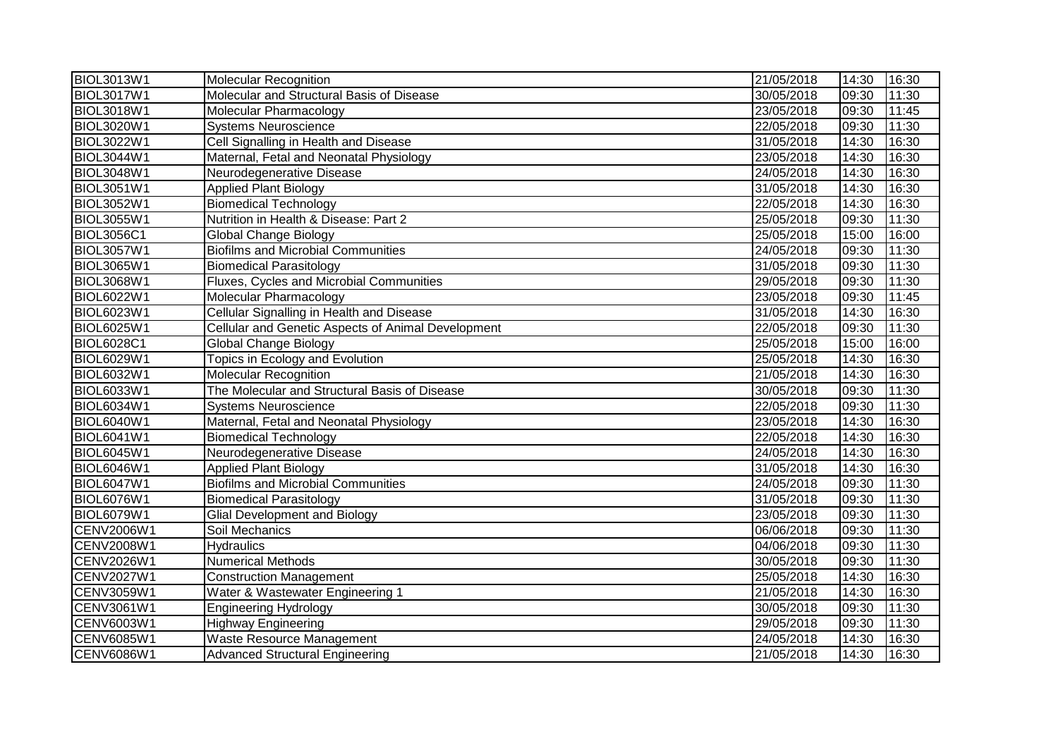| | | | | |
|---|---|---|---|---|
| BIOL3013W1 | Molecular Recognition | 21/05/2018 | 14:30 | 16:30 |
| BIOL3017W1 | Molecular and Structural Basis of Disease | 30/05/2018 | 09:30 | 11:30 |
| BIOL3018W1 | Molecular Pharmacology | 23/05/2018 | 09:30 | 11:45 |
| BIOL3020W1 | Systems Neuroscience | 22/05/2018 | 09:30 | 11:30 |
| BIOL3022W1 | Cell Signalling in Health and Disease | 31/05/2018 | 14:30 | 16:30 |
| BIOL3044W1 | Maternal, Fetal and Neonatal Physiology | 23/05/2018 | 14:30 | 16:30 |
| BIOL3048W1 | Neurodegenerative Disease | 24/05/2018 | 14:30 | 16:30 |
| BIOL3051W1 | Applied Plant Biology | 31/05/2018 | 14:30 | 16:30 |
| BIOL3052W1 | Biomedical Technology | 22/05/2018 | 14:30 | 16:30 |
| BIOL3055W1 | Nutrition in Health & Disease: Part 2 | 25/05/2018 | 09:30 | 11:30 |
| BIOL3056C1 | Global Change Biology | 25/05/2018 | 15:00 | 16:00 |
| BIOL3057W1 | Biofilms and Microbial Communities | 24/05/2018 | 09:30 | 11:30 |
| BIOL3065W1 | Biomedical Parasitology | 31/05/2018 | 09:30 | 11:30 |
| BIOL3068W1 | Fluxes, Cycles and Microbial Communities | 29/05/2018 | 09:30 | 11:30 |
| BIOL6022W1 | Molecular Pharmacology | 23/05/2018 | 09:30 | 11:45 |
| BIOL6023W1 | Cellular Signalling in Health and Disease | 31/05/2018 | 14:30 | 16:30 |
| BIOL6025W1 | Cellular and Genetic Aspects of Animal Development | 22/05/2018 | 09:30 | 11:30 |
| BIOL6028C1 | Global Change Biology | 25/05/2018 | 15:00 | 16:00 |
| BIOL6029W1 | Topics in Ecology and Evolution | 25/05/2018 | 14:30 | 16:30 |
| BIOL6032W1 | Molecular Recognition | 21/05/2018 | 14:30 | 16:30 |
| BIOL6033W1 | The Molecular and Structural Basis of Disease | 30/05/2018 | 09:30 | 11:30 |
| BIOL6034W1 | Systems Neuroscience | 22/05/2018 | 09:30 | 11:30 |
| BIOL6040W1 | Maternal, Fetal and Neonatal Physiology | 23/05/2018 | 14:30 | 16:30 |
| BIOL6041W1 | Biomedical Technology | 22/05/2018 | 14:30 | 16:30 |
| BIOL6045W1 | Neurodegenerative Disease | 24/05/2018 | 14:30 | 16:30 |
| BIOL6046W1 | Applied Plant Biology | 31/05/2018 | 14:30 | 16:30 |
| BIOL6047W1 | Biofilms and Microbial Communities | 24/05/2018 | 09:30 | 11:30 |
| BIOL6076W1 | Biomedical Parasitology | 31/05/2018 | 09:30 | 11:30 |
| BIOL6079W1 | Glial Development and Biology | 23/05/2018 | 09:30 | 11:30 |
| CENV2006W1 | Soil Mechanics | 06/06/2018 | 09:30 | 11:30 |
| CENV2008W1 | Hydraulics | 04/06/2018 | 09:30 | 11:30 |
| CENV2026W1 | Numerical Methods | 30/05/2018 | 09:30 | 11:30 |
| CENV2027W1 | Construction Management | 25/05/2018 | 14:30 | 16:30 |
| CENV3059W1 | Water & Wastewater Engineering 1 | 21/05/2018 | 14:30 | 16:30 |
| CENV3061W1 | Engineering Hydrology | 30/05/2018 | 09:30 | 11:30 |
| CENV6003W1 | Highway Engineering | 29/05/2018 | 09:30 | 11:30 |
| CENV6085W1 | Waste Resource Management | 24/05/2018 | 14:30 | 16:30 |
| CENV6086W1 | Advanced Structural Engineering | 21/05/2018 | 14:30 | 16:30 |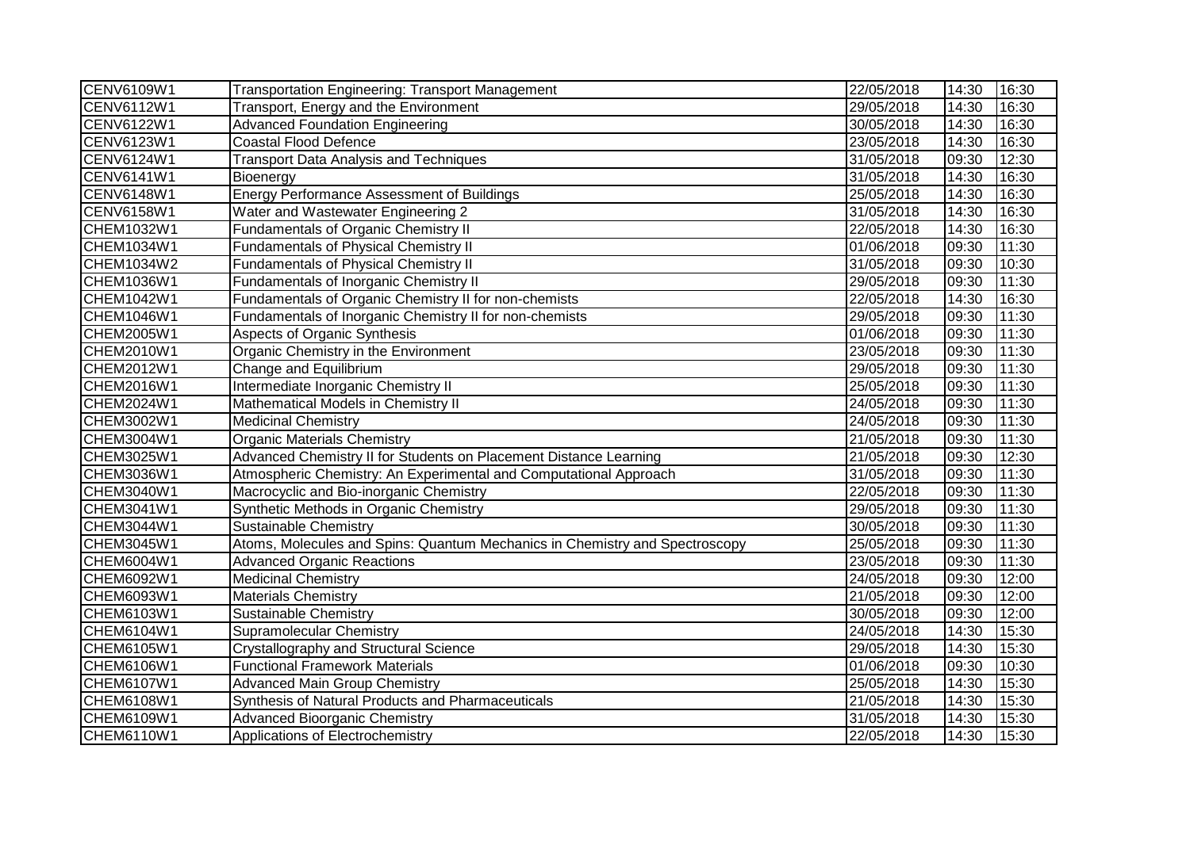| | | | | |
|---|---|---|---|---|
| CENV6109W1 | Transportation Engineering: Transport Management | 22/05/2018 | 14:30 | 16:30 |
| CENV6112W1 | Transport, Energy and the Environment | 29/05/2018 | 14:30 | 16:30 |
| CENV6122W1 | Advanced Foundation Engineering | 30/05/2018 | 14:30 | 16:30 |
| CENV6123W1 | Coastal Flood Defence | 23/05/2018 | 14:30 | 16:30 |
| CENV6124W1 | Transport Data Analysis and Techniques | 31/05/2018 | 09:30 | 12:30 |
| CENV6141W1 | Bioenergy | 31/05/2018 | 14:30 | 16:30 |
| CENV6148W1 | Energy Performance Assessment of Buildings | 25/05/2018 | 14:30 | 16:30 |
| CENV6158W1 | Water and Wastewater Engineering 2 | 31/05/2018 | 14:30 | 16:30 |
| CHEM1032W1 | Fundamentals of Organic Chemistry II | 22/05/2018 | 14:30 | 16:30 |
| CHEM1034W1 | Fundamentals of Physical Chemistry II | 01/06/2018 | 09:30 | 11:30 |
| CHEM1034W2 | Fundamentals of Physical Chemistry II | 31/05/2018 | 09:30 | 10:30 |
| CHEM1036W1 | Fundamentals of Inorganic Chemistry II | 29/05/2018 | 09:30 | 11:30 |
| CHEM1042W1 | Fundamentals of Organic Chemistry II for non-chemists | 22/05/2018 | 14:30 | 16:30 |
| CHEM1046W1 | Fundamentals of Inorganic Chemistry II for non-chemists | 29/05/2018 | 09:30 | 11:30 |
| CHEM2005W1 | Aspects of Organic Synthesis | 01/06/2018 | 09:30 | 11:30 |
| CHEM2010W1 | Organic Chemistry in the Environment | 23/05/2018 | 09:30 | 11:30 |
| CHEM2012W1 | Change and Equilibrium | 29/05/2018 | 09:30 | 11:30 |
| CHEM2016W1 | Intermediate Inorganic Chemistry II | 25/05/2018 | 09:30 | 11:30 |
| CHEM2024W1 | Mathematical Models in Chemistry II | 24/05/2018 | 09:30 | 11:30 |
| CHEM3002W1 | Medicinal Chemistry | 24/05/2018 | 09:30 | 11:30 |
| CHEM3004W1 | Organic Materials Chemistry | 21/05/2018 | 09:30 | 11:30 |
| CHEM3025W1 | Advanced Chemistry II for Students on Placement Distance Learning | 21/05/2018 | 09:30 | 12:30 |
| CHEM3036W1 | Atmospheric Chemistry: An Experimental and Computational Approach | 31/05/2018 | 09:30 | 11:30 |
| CHEM3040W1 | Macrocyclic and Bio-inorganic Chemistry | 22/05/2018 | 09:30 | 11:30 |
| CHEM3041W1 | Synthetic Methods in Organic Chemistry | 29/05/2018 | 09:30 | 11:30 |
| CHEM3044W1 | Sustainable Chemistry | 30/05/2018 | 09:30 | 11:30 |
| CHEM3045W1 | Atoms, Molecules and Spins: Quantum Mechanics in Chemistry and Spectroscopy | 25/05/2018 | 09:30 | 11:30 |
| CHEM6004W1 | Advanced Organic Reactions | 23/05/2018 | 09:30 | 11:30 |
| CHEM6092W1 | Medicinal Chemistry | 24/05/2018 | 09:30 | 12:00 |
| CHEM6093W1 | Materials Chemistry | 21/05/2018 | 09:30 | 12:00 |
| CHEM6103W1 | Sustainable Chemistry | 30/05/2018 | 09:30 | 12:00 |
| CHEM6104W1 | Supramolecular Chemistry | 24/05/2018 | 14:30 | 15:30 |
| CHEM6105W1 | Crystallography and Structural Science | 29/05/2018 | 14:30 | 15:30 |
| CHEM6106W1 | Functional Framework Materials | 01/06/2018 | 09:30 | 10:30 |
| CHEM6107W1 | Advanced Main Group Chemistry | 25/05/2018 | 14:30 | 15:30 |
| CHEM6108W1 | Synthesis of Natural Products and Pharmaceuticals | 21/05/2018 | 14:30 | 15:30 |
| CHEM6109W1 | Advanced Bioorganic Chemistry | 31/05/2018 | 14:30 | 15:30 |
| CHEM6110W1 | Applications of Electrochemistry | 22/05/2018 | 14:30 | 15:30 |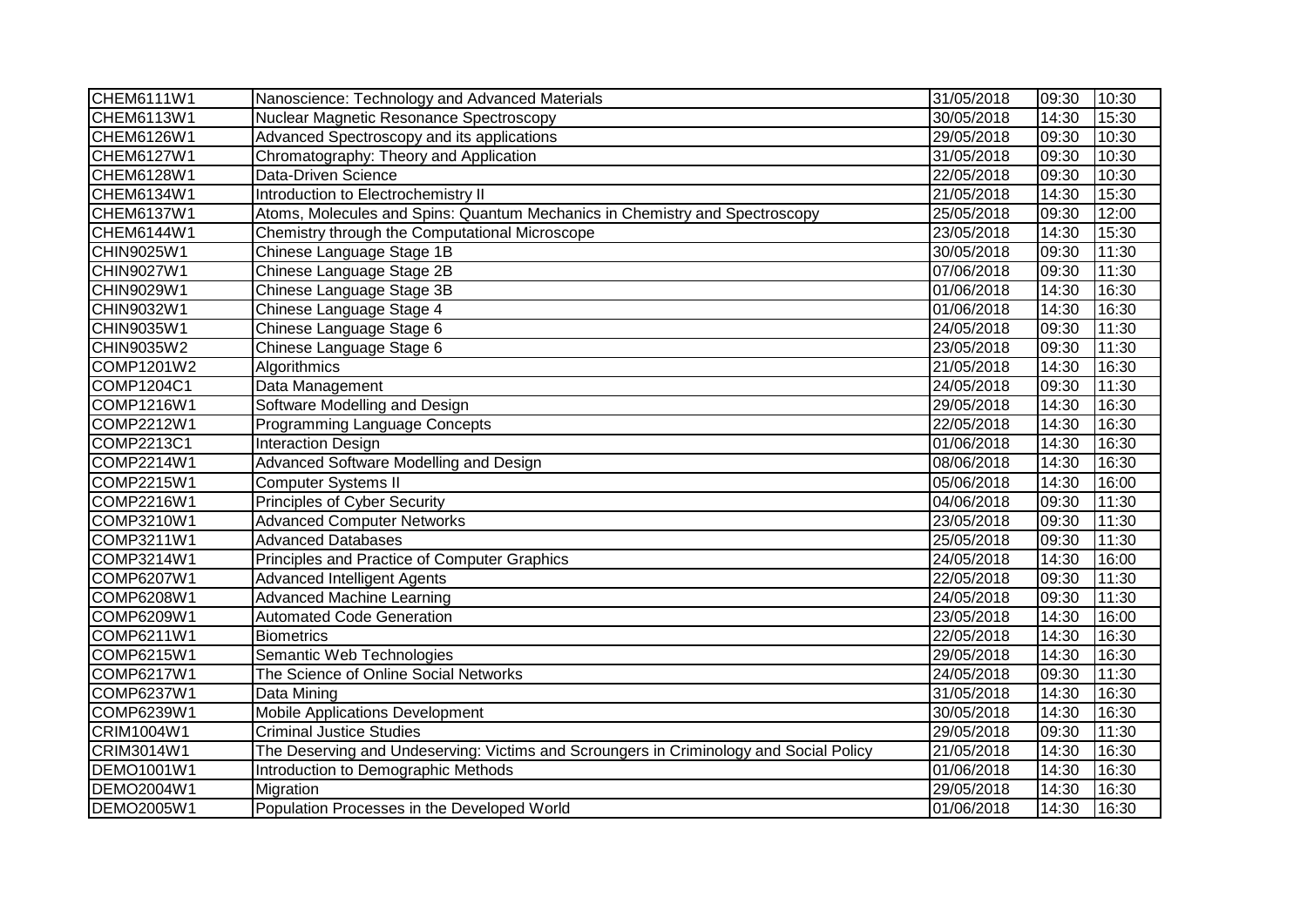| CHEM6111W1 | Nanoscience: Technology and Advanced Materials | 31/05/2018 | 09:30 | 10:30 |
|---|---|---|---|---|
| CHEM6113W1 | Nuclear Magnetic Resonance Spectroscopy | 30/05/2018 | 14:30 | 15:30 |
| CHEM6126W1 | Advanced Spectroscopy and its applications | 29/05/2018 | 09:30 | 10:30 |
| CHEM6127W1 | Chromatography: Theory and Application | 31/05/2018 | 09:30 | 10:30 |
| CHEM6128W1 | Data-Driven Science | 22/05/2018 | 09:30 | 10:30 |
| CHEM6134W1 | Introduction to Electrochemistry II | 21/05/2018 | 14:30 | 15:30 |
| CHEM6137W1 | Atoms, Molecules and Spins: Quantum Mechanics in Chemistry and Spectroscopy | 25/05/2018 | 09:30 | 12:00 |
| CHEM6144W1 | Chemistry through the Computational Microscope | 23/05/2018 | 14:30 | 15:30 |
| CHIN9025W1 | Chinese Language Stage 1B | 30/05/2018 | 09:30 | 11:30 |
| CHIN9027W1 | Chinese Language Stage 2B | 07/06/2018 | 09:30 | 11:30 |
| CHIN9029W1 | Chinese Language Stage 3B | 01/06/2018 | 14:30 | 16:30 |
| CHIN9032W1 | Chinese Language Stage 4 | 01/06/2018 | 14:30 | 16:30 |
| CHIN9035W1 | Chinese Language Stage 6 | 24/05/2018 | 09:30 | 11:30 |
| CHIN9035W2 | Chinese Language Stage 6 | 23/05/2018 | 09:30 | 11:30 |
| COMP1201W2 | Algorithmics | 21/05/2018 | 14:30 | 16:30 |
| COMP1204C1 | Data Management | 24/05/2018 | 09:30 | 11:30 |
| COMP1216W1 | Software Modelling and Design | 29/05/2018 | 14:30 | 16:30 |
| COMP2212W1 | Programming Language Concepts | 22/05/2018 | 14:30 | 16:30 |
| COMP2213C1 | Interaction Design | 01/06/2018 | 14:30 | 16:30 |
| COMP2214W1 | Advanced Software Modelling and Design | 08/06/2018 | 14:30 | 16:30 |
| COMP2215W1 | Computer Systems II | 05/06/2018 | 14:30 | 16:00 |
| COMP2216W1 | Principles of Cyber Security | 04/06/2018 | 09:30 | 11:30 |
| COMP3210W1 | Advanced Computer Networks | 23/05/2018 | 09:30 | 11:30 |
| COMP3211W1 | Advanced Databases | 25/05/2018 | 09:30 | 11:30 |
| COMP3214W1 | Principles and Practice of Computer Graphics | 24/05/2018 | 14:30 | 16:00 |
| COMP6207W1 | Advanced Intelligent Agents | 22/05/2018 | 09:30 | 11:30 |
| COMP6208W1 | Advanced Machine Learning | 24/05/2018 | 09:30 | 11:30 |
| COMP6209W1 | Automated Code Generation | 23/05/2018 | 14:30 | 16:00 |
| COMP6211W1 | Biometrics | 22/05/2018 | 14:30 | 16:30 |
| COMP6215W1 | Semantic Web Technologies | 29/05/2018 | 14:30 | 16:30 |
| COMP6217W1 | The Science of Online Social Networks | 24/05/2018 | 09:30 | 11:30 |
| COMP6237W1 | Data Mining | 31/05/2018 | 14:30 | 16:30 |
| COMP6239W1 | Mobile Applications Development | 30/05/2018 | 14:30 | 16:30 |
| CRIM1004W1 | Criminal Justice Studies | 29/05/2018 | 09:30 | 11:30 |
| CRIM3014W1 | The Deserving and Undeserving: Victims and Scroungers in Criminology and Social Policy | 21/05/2018 | 14:30 | 16:30 |
| DEMO1001W1 | Introduction to Demographic Methods | 01/06/2018 | 14:30 | 16:30 |
| DEMO2004W1 | Migration | 29/05/2018 | 14:30 | 16:30 |
| DEMO2005W1 | Population Processes in the Developed World | 01/06/2018 | 14:30 | 16:30 |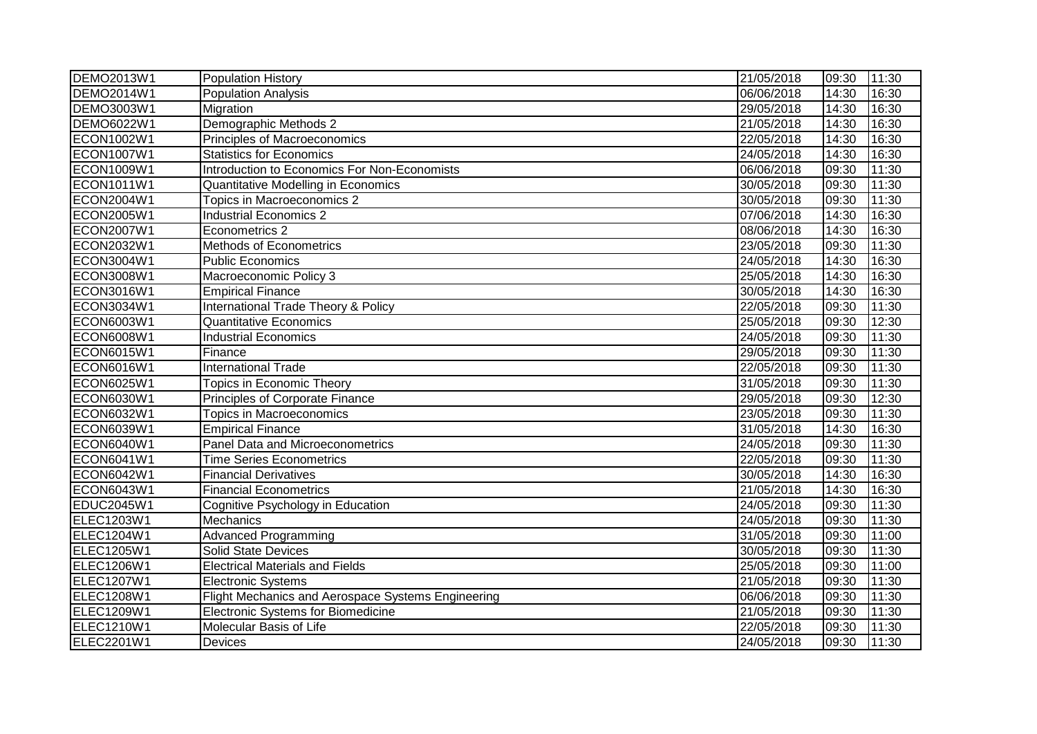| | | | | |
|---|---|---|---|---|
| DEMO2013W1 | Population History | 21/05/2018 | 09:30 | 11:30 |
| DEMO2014W1 | Population Analysis | 06/06/2018 | 14:30 | 16:30 |
| DEMO3003W1 | Migration | 29/05/2018 | 14:30 | 16:30 |
| DEMO6022W1 | Demographic Methods 2 | 21/05/2018 | 14:30 | 16:30 |
| ECON1002W1 | Principles of Macroeconomics | 22/05/2018 | 14:30 | 16:30 |
| ECON1007W1 | Statistics for Economics | 24/05/2018 | 14:30 | 16:30 |
| ECON1009W1 | Introduction to Economics For Non-Economists | 06/06/2018 | 09:30 | 11:30 |
| ECON1011W1 | Quantitative Modelling in Economics | 30/05/2018 | 09:30 | 11:30 |
| ECON2004W1 | Topics in Macroeconomics 2 | 30/05/2018 | 09:30 | 11:30 |
| ECON2005W1 | Industrial Economics 2 | 07/06/2018 | 14:30 | 16:30 |
| ECON2007W1 | Econometrics 2 | 08/06/2018 | 14:30 | 16:30 |
| ECON2032W1 | Methods of Econometrics | 23/05/2018 | 09:30 | 11:30 |
| ECON3004W1 | Public Economics | 24/05/2018 | 14:30 | 16:30 |
| ECON3008W1 | Macroeconomic Policy 3 | 25/05/2018 | 14:30 | 16:30 |
| ECON3016W1 | Empirical Finance | 30/05/2018 | 14:30 | 16:30 |
| ECON3034W1 | International Trade Theory & Policy | 22/05/2018 | 09:30 | 11:30 |
| ECON6003W1 | Quantitative Economics | 25/05/2018 | 09:30 | 12:30 |
| ECON6008W1 | Industrial Economics | 24/05/2018 | 09:30 | 11:30 |
| ECON6015W1 | Finance | 29/05/2018 | 09:30 | 11:30 |
| ECON6016W1 | International Trade | 22/05/2018 | 09:30 | 11:30 |
| ECON6025W1 | Topics in Economic Theory | 31/05/2018 | 09:30 | 11:30 |
| ECON6030W1 | Principles of Corporate Finance | 29/05/2018 | 09:30 | 12:30 |
| ECON6032W1 | Topics in Macroeconomics | 23/05/2018 | 09:30 | 11:30 |
| ECON6039W1 | Empirical Finance | 31/05/2018 | 14:30 | 16:30 |
| ECON6040W1 | Panel Data and Microeconometrics | 24/05/2018 | 09:30 | 11:30 |
| ECON6041W1 | Time Series Econometrics | 22/05/2018 | 09:30 | 11:30 |
| ECON6042W1 | Financial Derivatives | 30/05/2018 | 14:30 | 16:30 |
| ECON6043W1 | Financial Econometrics | 21/05/2018 | 14:30 | 16:30 |
| EDUC2045W1 | Cognitive Psychology in Education | 24/05/2018 | 09:30 | 11:30 |
| ELEC1203W1 | Mechanics | 24/05/2018 | 09:30 | 11:30 |
| ELEC1204W1 | Advanced Programming | 31/05/2018 | 09:30 | 11:00 |
| ELEC1205W1 | Solid State Devices | 30/05/2018 | 09:30 | 11:30 |
| ELEC1206W1 | Electrical Materials and Fields | 25/05/2018 | 09:30 | 11:00 |
| ELEC1207W1 | Electronic Systems | 21/05/2018 | 09:30 | 11:30 |
| ELEC1208W1 | Flight Mechanics and Aerospace Systems Engineering | 06/06/2018 | 09:30 | 11:30 |
| ELEC1209W1 | Electronic Systems for Biomedicine | 21/05/2018 | 09:30 | 11:30 |
| ELEC1210W1 | Molecular Basis of Life | 22/05/2018 | 09:30 | 11:30 |
| ELEC2201W1 | Devices | 24/05/2018 | 09:30 | 11:30 |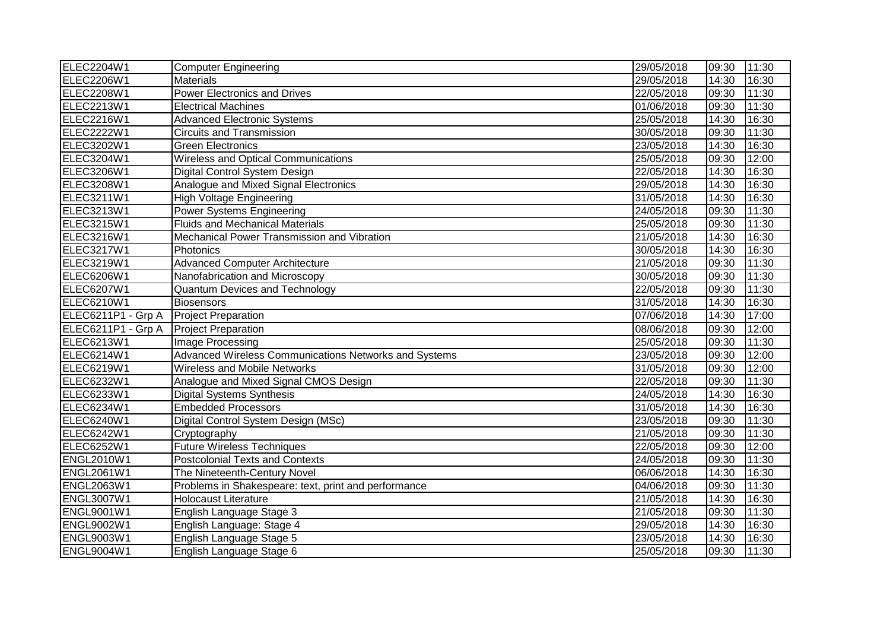| | | | | |
|---|---|---|---|---|
| ELEC2204W1 | Computer Engineering | 29/05/2018 | 09:30 | 11:30 |
| ELEC2206W1 | Materials | 29/05/2018 | 14:30 | 16:30 |
| ELEC2208W1 | Power Electronics and Drives | 22/05/2018 | 09:30 | 11:30 |
| ELEC2213W1 | Electrical Machines | 01/06/2018 | 09:30 | 11:30 |
| ELEC2216W1 | Advanced Electronic Systems | 25/05/2018 | 14:30 | 16:30 |
| ELEC2222W1 | Circuits and Transmission | 30/05/2018 | 09:30 | 11:30 |
| ELEC3202W1 | Green Electronics | 23/05/2018 | 14:30 | 16:30 |
| ELEC3204W1 | Wireless and Optical Communications | 25/05/2018 | 09:30 | 12:00 |
| ELEC3206W1 | Digital Control System Design | 22/05/2018 | 14:30 | 16:30 |
| ELEC3208W1 | Analogue and Mixed Signal Electronics | 29/05/2018 | 14:30 | 16:30 |
| ELEC3211W1 | High Voltage Engineering | 31/05/2018 | 14:30 | 16:30 |
| ELEC3213W1 | Power Systems Engineering | 24/05/2018 | 09:30 | 11:30 |
| ELEC3215W1 | Fluids and Mechanical Materials | 25/05/2018 | 09:30 | 11:30 |
| ELEC3216W1 | Mechanical Power Transmission and Vibration | 21/05/2018 | 14:30 | 16:30 |
| ELEC3217W1 | Photonics | 30/05/2018 | 14:30 | 16:30 |
| ELEC3219W1 | Advanced Computer Architecture | 21/05/2018 | 09:30 | 11:30 |
| ELEC6206W1 | Nanofabrication and Microscopy | 30/05/2018 | 09:30 | 11:30 |
| ELEC6207W1 | Quantum Devices and Technology | 22/05/2018 | 09:30 | 11:30 |
| ELEC6210W1 | Biosensors | 31/05/2018 | 14:30 | 16:30 |
| ELEC6211P1 - Grp A | Project Preparation | 07/06/2018 | 14:30 | 17:00 |
| ELEC6211P1 - Grp A | Project Preparation | 08/06/2018 | 09:30 | 12:00 |
| ELEC6213W1 | Image Processing | 25/05/2018 | 09:30 | 11:30 |
| ELEC6214W1 | Advanced Wireless Communications Networks and Systems | 23/05/2018 | 09:30 | 12:00 |
| ELEC6219W1 | Wireless and Mobile Networks | 31/05/2018 | 09:30 | 12:00 |
| ELEC6232W1 | Analogue and Mixed Signal CMOS Design | 22/05/2018 | 09:30 | 11:30 |
| ELEC6233W1 | Digital Systems Synthesis | 24/05/2018 | 14:30 | 16:30 |
| ELEC6234W1 | Embedded Processors | 31/05/2018 | 14:30 | 16:30 |
| ELEC6240W1 | Digital Control System Design (MSc) | 23/05/2018 | 09:30 | 11:30 |
| ELEC6242W1 | Cryptography | 21/05/2018 | 09:30 | 11:30 |
| ELEC6252W1 | Future Wireless Techniques | 22/05/2018 | 09:30 | 12:00 |
| ENGL2010W1 | Postcolonial Texts and Contexts | 24/05/2018 | 09:30 | 11:30 |
| ENGL2061W1 | The Nineteenth-Century Novel | 06/06/2018 | 14:30 | 16:30 |
| ENGL2063W1 | Problems in Shakespeare: text, print and performance | 04/06/2018 | 09:30 | 11:30 |
| ENGL3007W1 | Holocaust Literature | 21/05/2018 | 14:30 | 16:30 |
| ENGL9001W1 | English Language Stage 3 | 21/05/2018 | 09:30 | 11:30 |
| ENGL9002W1 | English Language: Stage 4 | 29/05/2018 | 14:30 | 16:30 |
| ENGL9003W1 | English Language Stage 5 | 23/05/2018 | 14:30 | 16:30 |
| ENGL9004W1 | English Language Stage 6 | 25/05/2018 | 09:30 | 11:30 |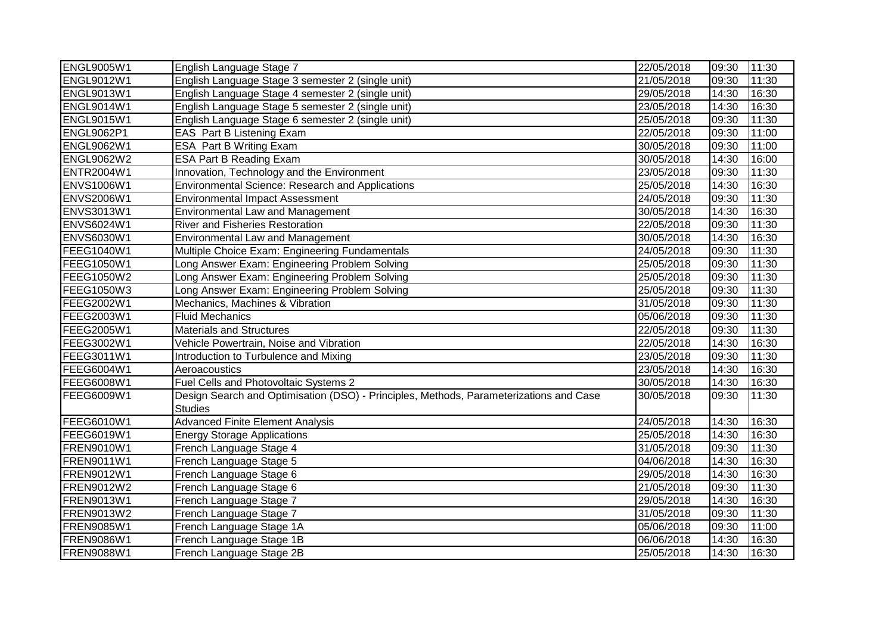| | | | | |
|---|---|---|---|---|
| ENGL9005W1 | English Language Stage 7 | 22/05/2018 | 09:30 | 11:30 |
| ENGL9012W1 | English Language Stage 3 semester 2 (single unit) | 21/05/2018 | 09:30 | 11:30 |
| ENGL9013W1 | English Language Stage 4 semester 2 (single unit) | 29/05/2018 | 14:30 | 16:30 |
| ENGL9014W1 | English Language Stage 5 semester 2 (single unit) | 23/05/2018 | 14:30 | 16:30 |
| ENGL9015W1 | English Language Stage 6 semester 2 (single unit) | 25/05/2018 | 09:30 | 11:30 |
| ENGL9062P1 | EAS Part B Listening Exam | 22/05/2018 | 09:30 | 11:00 |
| ENGL9062W1 | ESA Part B Writing Exam | 30/05/2018 | 09:30 | 11:00 |
| ENGL9062W2 | ESA Part B Reading Exam | 30/05/2018 | 14:30 | 16:00 |
| ENTR2004W1 | Innovation, Technology and the Environment | 23/05/2018 | 09:30 | 11:30 |
| ENVS1006W1 | Environmental Science: Research and Applications | 25/05/2018 | 14:30 | 16:30 |
| ENVS2006W1 | Environmental Impact Assessment | 24/05/2018 | 09:30 | 11:30 |
| ENVS3013W1 | Environmental Law and Management | 30/05/2018 | 14:30 | 16:30 |
| ENVS6024W1 | River and Fisheries Restoration | 22/05/2018 | 09:30 | 11:30 |
| ENVS6030W1 | Environmental Law and Management | 30/05/2018 | 14:30 | 16:30 |
| FEEG1040W1 | Multiple Choice Exam: Engineering Fundamentals | 24/05/2018 | 09:30 | 11:30 |
| FEEG1050W1 | Long Answer Exam: Engineering Problem Solving | 25/05/2018 | 09:30 | 11:30 |
| FEEG1050W2 | Long Answer Exam: Engineering Problem Solving | 25/05/2018 | 09:30 | 11:30 |
| FEEG1050W3 | Long Answer Exam: Engineering Problem Solving | 25/05/2018 | 09:30 | 11:30 |
| FEEG2002W1 | Mechanics, Machines & Vibration | 31/05/2018 | 09:30 | 11:30 |
| FEEG2003W1 | Fluid Mechanics | 05/06/2018 | 09:30 | 11:30 |
| FEEG2005W1 | Materials and Structures | 22/05/2018 | 09:30 | 11:30 |
| FEEG3002W1 | Vehicle Powertrain, Noise and Vibration | 22/05/2018 | 14:30 | 16:30 |
| FEEG3011W1 | Introduction to Turbulence and Mixing | 23/05/2018 | 09:30 | 11:30 |
| FEEG6004W1 | Aeroacoustics | 23/05/2018 | 14:30 | 16:30 |
| FEEG6008W1 | Fuel Cells and Photovoltaic Systems 2 | 30/05/2018 | 14:30 | 16:30 |
| FEEG6009W1 | Design Search and Optimisation (DSO) - Principles, Methods, Parameterizations and Case Studies | 30/05/2018 | 09:30 | 11:30 |
| FEEG6010W1 | Advanced Finite Element Analysis | 24/05/2018 | 14:30 | 16:30 |
| FEEG6019W1 | Energy Storage Applications | 25/05/2018 | 14:30 | 16:30 |
| FREN9010W1 | French Language Stage 4 | 31/05/2018 | 09:30 | 11:30 |
| FREN9011W1 | French Language Stage 5 | 04/06/2018 | 14:30 | 16:30 |
| FREN9012W1 | French Language Stage 6 | 29/05/2018 | 14:30 | 16:30 |
| FREN9012W2 | French Language Stage 6 | 21/05/2018 | 09:30 | 11:30 |
| FREN9013W1 | French Language Stage 7 | 29/05/2018 | 14:30 | 16:30 |
| FREN9013W2 | French Language Stage 7 | 31/05/2018 | 09:30 | 11:30 |
| FREN9085W1 | French Language Stage 1A | 05/06/2018 | 09:30 | 11:00 |
| FREN9086W1 | French Language Stage 1B | 06/06/2018 | 14:30 | 16:30 |
| FREN9088W1 | French Language Stage 2B | 25/05/2018 | 14:30 | 16:30 |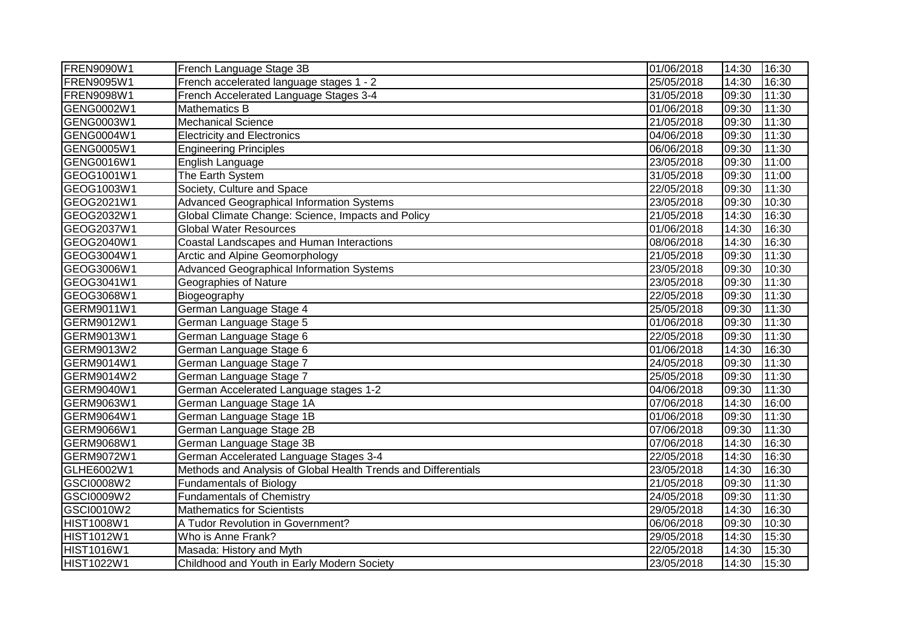| FREN9090W1 | French Language Stage 3B | 01/06/2018 | 14:30 | 16:30 |
|---|---|---|---|---|
| FREN9095W1 | French accelerated language stages 1 - 2 | 25/05/2018 | 14:30 | 16:30 |
| FREN9098W1 | French Accelerated Language Stages 3-4 | 31/05/2018 | 09:30 | 11:30 |
| GENG0002W1 | Mathematics B | 01/06/2018 | 09:30 | 11:30 |
| GENG0003W1 | Mechanical Science | 21/05/2018 | 09:30 | 11:30 |
| GENG0004W1 | Electricity and Electronics | 04/06/2018 | 09:30 | 11:30 |
| GENG0005W1 | Engineering Principles | 06/06/2018 | 09:30 | 11:30 |
| GENG0016W1 | English Language | 23/05/2018 | 09:30 | 11:00 |
| GEOG1001W1 | The Earth System | 31/05/2018 | 09:30 | 11:00 |
| GEOG1003W1 | Society, Culture and Space | 22/05/2018 | 09:30 | 11:30 |
| GEOG2021W1 | Advanced Geographical Information Systems | 23/05/2018 | 09:30 | 10:30 |
| GEOG2032W1 | Global Climate Change: Science, Impacts and Policy | 21/05/2018 | 14:30 | 16:30 |
| GEOG2037W1 | Global Water Resources | 01/06/2018 | 14:30 | 16:30 |
| GEOG2040W1 | Coastal Landscapes and Human Interactions | 08/06/2018 | 14:30 | 16:30 |
| GEOG3004W1 | Arctic and Alpine Geomorphology | 21/05/2018 | 09:30 | 11:30 |
| GEOG3006W1 | Advanced Geographical Information Systems | 23/05/2018 | 09:30 | 10:30 |
| GEOG3041W1 | Geographies of Nature | 23/05/2018 | 09:30 | 11:30 |
| GEOG3068W1 | Biogeography | 22/05/2018 | 09:30 | 11:30 |
| GERM9011W1 | German Language Stage 4 | 25/05/2018 | 09:30 | 11:30 |
| GERM9012W1 | German Language Stage 5 | 01/06/2018 | 09:30 | 11:30 |
| GERM9013W1 | German Language Stage 6 | 22/05/2018 | 09:30 | 11:30 |
| GERM9013W2 | German Language Stage 6 | 01/06/2018 | 14:30 | 16:30 |
| GERM9014W1 | German Language Stage 7 | 24/05/2018 | 09:30 | 11:30 |
| GERM9014W2 | German Language Stage 7 | 25/05/2018 | 09:30 | 11:30 |
| GERM9040W1 | German Accelerated Language stages 1-2 | 04/06/2018 | 09:30 | 11:30 |
| GERM9063W1 | German Language Stage 1A | 07/06/2018 | 14:30 | 16:00 |
| GERM9064W1 | German Language Stage 1B | 01/06/2018 | 09:30 | 11:30 |
| GERM9066W1 | German Language Stage 2B | 07/06/2018 | 09:30 | 11:30 |
| GERM9068W1 | German Language Stage 3B | 07/06/2018 | 14:30 | 16:30 |
| GERM9072W1 | German Accelerated Language Stages 3-4 | 22/05/2018 | 14:30 | 16:30 |
| GLHE6002W1 | Methods and Analysis of Global Health Trends and Differentials | 23/05/2018 | 14:30 | 16:30 |
| GSCI0008W2 | Fundamentals of Biology | 21/05/2018 | 09:30 | 11:30 |
| GSCI0009W2 | Fundamentals of Chemistry | 24/05/2018 | 09:30 | 11:30 |
| GSCI0010W2 | Mathematics for Scientists | 29/05/2018 | 14:30 | 16:30 |
| HIST1008W1 | A Tudor Revolution in Government? | 06/06/2018 | 09:30 | 10:30 |
| HIST1012W1 | Who is Anne Frank? | 29/05/2018 | 14:30 | 15:30 |
| HIST1016W1 | Masada: History and Myth | 22/05/2018 | 14:30 | 15:30 |
| HIST1022W1 | Childhood and Youth in Early Modern Society | 23/05/2018 | 14:30 | 15:30 |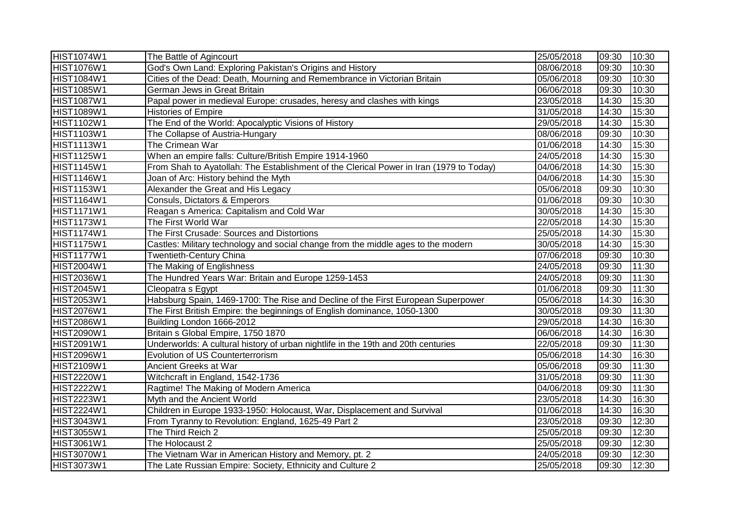| | | | | |
|---|---|---|---|---|
| HIST1074W1 | The Battle of Agincourt | 25/05/2018 | 09:30 | 10:30 |
| HIST1076W1 | God's Own Land: Exploring Pakistan's Origins and History | 08/06/2018 | 09:30 | 10:30 |
| HIST1084W1 | Cities of the Dead: Death, Mourning and Remembrance in Victorian Britain | 05/06/2018 | 09:30 | 10:30 |
| HIST1085W1 | German Jews in Great Britain | 06/06/2018 | 09:30 | 10:30 |
| HIST1087W1 | Papal power in medieval Europe: crusades, heresy and clashes with kings | 23/05/2018 | 14:30 | 15:30 |
| HIST1089W1 | Histories of Empire | 31/05/2018 | 14:30 | 15:30 |
| HIST1102W1 | The End of the World: Apocalyptic Visions of History | 29/05/2018 | 14:30 | 15:30 |
| HIST1103W1 | The Collapse of Austria-Hungary | 08/06/2018 | 09:30 | 10:30 |
| HIST1113W1 | The Crimean War | 01/06/2018 | 14:30 | 15:30 |
| HIST1125W1 | When an empire falls: Culture/British Empire 1914-1960 | 24/05/2018 | 14:30 | 15:30 |
| HIST1145W1 | From Shah to Ayatollah: The Establishment of the Clerical Power in Iran (1979 to Today) | 04/06/2018 | 14:30 | 15:30 |
| HIST1146W1 | Joan of Arc: History behind the Myth | 04/06/2018 | 14:30 | 15:30 |
| HIST1153W1 | Alexander the Great and His Legacy | 05/06/2018 | 09:30 | 10:30 |
| HIST1164W1 | Consuls, Dictators & Emperors | 01/06/2018 | 09:30 | 10:30 |
| HIST1171W1 | Reagan s America: Capitalism and Cold War | 30/05/2018 | 14:30 | 15:30 |
| HIST1173W1 | The First World War | 22/05/2018 | 14:30 | 15:30 |
| HIST1174W1 | The First Crusade: Sources and Distortions | 25/05/2018 | 14:30 | 15:30 |
| HIST1175W1 | Castles: Military technology and social change from the middle ages to the modern | 30/05/2018 | 14:30 | 15:30 |
| HIST1177W1 | Twentieth-Century China | 07/06/2018 | 09:30 | 10:30 |
| HIST2004W1 | The Making of Englishness | 24/05/2018 | 09:30 | 11:30 |
| HIST2036W1 | The Hundred Years War: Britain and Europe 1259-1453 | 24/05/2018 | 09:30 | 11:30 |
| HIST2045W1 | Cleopatra s Egypt | 01/06/2018 | 09:30 | 11:30 |
| HIST2053W1 | Habsburg Spain, 1469-1700: The Rise and Decline of the First European Superpower | 05/06/2018 | 14:30 | 16:30 |
| HIST2076W1 | The First British Empire: the beginnings of English dominance, 1050-1300 | 30/05/2018 | 09:30 | 11:30 |
| HIST2086W1 | Building London 1666-2012 | 29/05/2018 | 14:30 | 16:30 |
| HIST2090W1 | Britain s Global Empire, 1750 1870 | 06/06/2018 | 14:30 | 16:30 |
| HIST2091W1 | Underworlds: A cultural history of urban nightlife in the 19th and 20th centuries | 22/05/2018 | 09:30 | 11:30 |
| HIST2096W1 | Evolution of US Counterterrorism | 05/06/2018 | 14:30 | 16:30 |
| HIST2109W1 | Ancient Greeks at War | 05/06/2018 | 09:30 | 11:30 |
| HIST2220W1 | Witchcraft in England, 1542-1736 | 31/05/2018 | 09:30 | 11:30 |
| HIST2222W1 | Ragtime! The Making of Modern America | 04/06/2018 | 09:30 | 11:30 |
| HIST2223W1 | Myth and the Ancient World | 23/05/2018 | 14:30 | 16:30 |
| HIST2224W1 | Children in Europe 1933-1950: Holocaust, War, Displacement and Survival | 01/06/2018 | 14:30 | 16:30 |
| HIST3043W1 | From Tyranny to Revolution: England, 1625-49 Part 2 | 23/05/2018 | 09:30 | 12:30 |
| HIST3055W1 | The Third Reich 2 | 25/05/2018 | 09:30 | 12:30 |
| HIST3061W1 | The Holocaust 2 | 25/05/2018 | 09:30 | 12:30 |
| HIST3070W1 | The Vietnam War in American History and Memory, pt. 2 | 24/05/2018 | 09:30 | 12:30 |
| HIST3073W1 | The Late Russian Empire: Society, Ethnicity and Culture 2 | 25/05/2018 | 09:30 | 12:30 |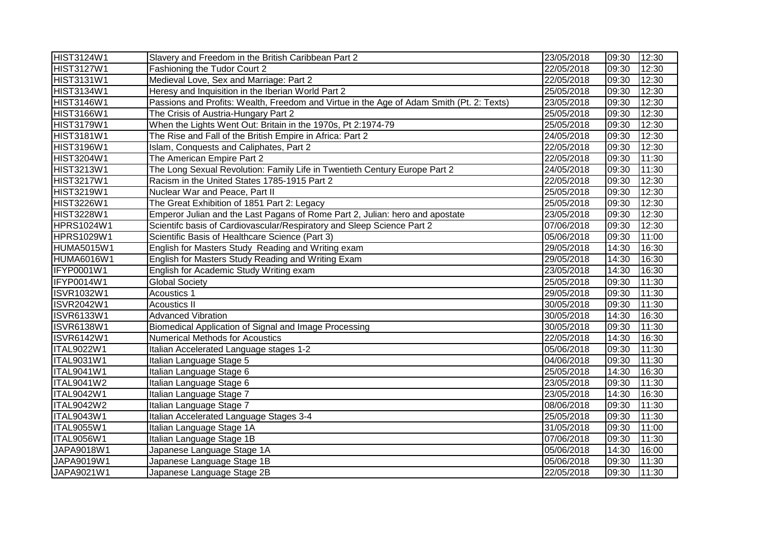| | | | | |
|---|---|---|---|---|
| HIST3124W1 | Slavery and Freedom in the British Caribbean Part 2 | 23/05/2018 | 09:30 | 12:30 |
| HIST3127W1 | Fashioning the Tudor Court 2 | 22/05/2018 | 09:30 | 12:30 |
| HIST3131W1 | Medieval Love, Sex and Marriage: Part 2 | 22/05/2018 | 09:30 | 12:30 |
| HIST3134W1 | Heresy and Inquisition in the Iberian World Part 2 | 25/05/2018 | 09:30 | 12:30 |
| HIST3146W1 | Passions and Profits: Wealth, Freedom and Virtue in the Age of Adam Smith (Pt. 2: Texts) | 23/05/2018 | 09:30 | 12:30 |
| HIST3166W1 | The Crisis of Austria-Hungary Part 2 | 25/05/2018 | 09:30 | 12:30 |
| HIST3179W1 | When the Lights Went Out: Britain in the 1970s, Pt 2:1974-79 | 25/05/2018 | 09:30 | 12:30 |
| HIST3181W1 | The Rise and Fall of the British Empire in Africa: Part 2 | 24/05/2018 | 09:30 | 12:30 |
| HIST3196W1 | Islam, Conquests and Caliphates, Part 2 | 22/05/2018 | 09:30 | 12:30 |
| HIST3204W1 | The American Empire Part 2 | 22/05/2018 | 09:30 | 11:30 |
| HIST3213W1 | The Long Sexual Revolution: Family Life in Twentieth Century Europe Part 2 | 24/05/2018 | 09:30 | 11:30 |
| HIST3217W1 | Racism in the United States 1785-1915 Part 2 | 22/05/2018 | 09:30 | 12:30 |
| HIST3219W1 | Nuclear War and Peace, Part II | 25/05/2018 | 09:30 | 12:30 |
| HIST3226W1 | The Great Exhibition of 1851 Part 2: Legacy | 25/05/2018 | 09:30 | 12:30 |
| HIST3228W1 | Emperor Julian and the Last Pagans of Rome Part 2, Julian: hero and apostate | 23/05/2018 | 09:30 | 12:30 |
| HPRS1024W1 | Scientifc basis of Cardiovascular/Respiratory and Sleep Science Part 2 | 07/06/2018 | 09:30 | 12:30 |
| HPRS1029W1 | Scientific Basis of Healthcare Science (Part 3) | 05/06/2018 | 09:30 | 11:00 |
| HUMA5015W1 | English for Masters Study Reading and Writing exam | 29/05/2018 | 14:30 | 16:30 |
| HUMA6016W1 | English for Masters Study Reading and Writing Exam | 29/05/2018 | 14:30 | 16:30 |
| IFYP0001W1 | English for Academic Study Writing exam | 23/05/2018 | 14:30 | 16:30 |
| IFYP0014W1 | Global Society | 25/05/2018 | 09:30 | 11:30 |
| ISVR1032W1 | Acoustics 1 | 29/05/2018 | 09:30 | 11:30 |
| ISVR2042W1 | Acoustics II | 30/05/2018 | 09:30 | 11:30 |
| ISVR6133W1 | Advanced Vibration | 30/05/2018 | 14:30 | 16:30 |
| ISVR6138W1 | Biomedical Application of Signal and Image Processing | 30/05/2018 | 09:30 | 11:30 |
| ISVR6142W1 | Numerical Methods for Acoustics | 22/05/2018 | 14:30 | 16:30 |
| ITAL9022W1 | Italian Accelerated Language stages 1-2 | 05/06/2018 | 09:30 | 11:30 |
| ITAL9031W1 | Italian Language Stage 5 | 04/06/2018 | 09:30 | 11:30 |
| ITAL9041W1 | Italian Language Stage 6 | 25/05/2018 | 14:30 | 16:30 |
| ITAL9041W2 | Italian Language Stage 6 | 23/05/2018 | 09:30 | 11:30 |
| ITAL9042W1 | Italian Language Stage 7 | 23/05/2018 | 14:30 | 16:30 |
| ITAL9042W2 | Italian Language Stage 7 | 08/06/2018 | 09:30 | 11:30 |
| ITAL9043W1 | Italian Accelerated Language Stages 3-4 | 25/05/2018 | 09:30 | 11:30 |
| ITAL9055W1 | Italian Language Stage 1A | 31/05/2018 | 09:30 | 11:00 |
| ITAL9056W1 | Italian Language Stage 1B | 07/06/2018 | 09:30 | 11:30 |
| JAPA9018W1 | Japanese Language Stage 1A | 05/06/2018 | 14:30 | 16:00 |
| JAPA9019W1 | Japanese Language Stage 1B | 05/06/2018 | 09:30 | 11:30 |
| JAPA9021W1 | Japanese Language Stage 2B | 22/05/2018 | 09:30 | 11:30 |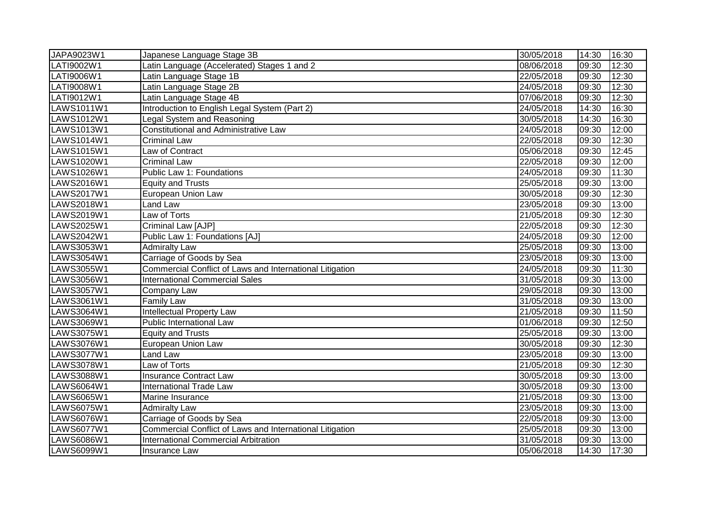| JAPA9023W1 | Japanese Language Stage 3B | 30/05/2018 | 14:30 | 16:30 |
|---|---|---|---|---|
| LATI9002W1 | Latin Language (Accelerated) Stages 1 and 2 | 08/06/2018 | 09:30 | 12:30 |
| LATI9006W1 | Latin Language Stage 1B | 22/05/2018 | 09:30 | 12:30 |
| LATI9008W1 | Latin Language Stage 2B | 24/05/2018 | 09:30 | 12:30 |
| LATI9012W1 | Latin Language Stage 4B | 07/06/2018 | 09:30 | 12:30 |
| LAWS1011W1 | Introduction to English Legal System (Part 2) | 24/05/2018 | 14:30 | 16:30 |
| LAWS1012W1 | Legal System and Reasoning | 30/05/2018 | 14:30 | 16:30 |
| LAWS1013W1 | Constitutional and Administrative Law | 24/05/2018 | 09:30 | 12:00 |
| LAWS1014W1 | Criminal Law | 22/05/2018 | 09:30 | 12:30 |
| LAWS1015W1 | Law of Contract | 05/06/2018 | 09:30 | 12:45 |
| LAWS1020W1 | Criminal Law | 22/05/2018 | 09:30 | 12:00 |
| LAWS1026W1 | Public Law 1: Foundations | 24/05/2018 | 09:30 | 11:30 |
| LAWS2016W1 | Equity and Trusts | 25/05/2018 | 09:30 | 13:00 |
| LAWS2017W1 | European Union Law | 30/05/2018 | 09:30 | 12:30 |
| LAWS2018W1 | Land Law | 23/05/2018 | 09:30 | 13:00 |
| LAWS2019W1 | Law of Torts | 21/05/2018 | 09:30 | 12:30 |
| LAWS2025W1 | Criminal Law [AJP] | 22/05/2018 | 09:30 | 12:30 |
| LAWS2042W1 | Public Law 1: Foundations [AJ] | 24/05/2018 | 09:30 | 12:00 |
| LAWS3053W1 | Admiralty Law | 25/05/2018 | 09:30 | 13:00 |
| LAWS3054W1 | Carriage of Goods by Sea | 23/05/2018 | 09:30 | 13:00 |
| LAWS3055W1 | Commercial Conflict of Laws and International Litigation | 24/05/2018 | 09:30 | 11:30 |
| LAWS3056W1 | International Commercial Sales | 31/05/2018 | 09:30 | 13:00 |
| LAWS3057W1 | Company Law | 29/05/2018 | 09:30 | 13:00 |
| LAWS3061W1 | Family Law | 31/05/2018 | 09:30 | 13:00 |
| LAWS3064W1 | Intellectual Property Law | 21/05/2018 | 09:30 | 11:50 |
| LAWS3069W1 | Public International Law | 01/06/2018 | 09:30 | 12:50 |
| LAWS3075W1 | Equity and Trusts | 25/05/2018 | 09:30 | 13:00 |
| LAWS3076W1 | European Union Law | 30/05/2018 | 09:30 | 12:30 |
| LAWS3077W1 | Land Law | 23/05/2018 | 09:30 | 13:00 |
| LAWS3078W1 | Law of Torts | 21/05/2018 | 09:30 | 12:30 |
| LAWS3088W1 | Insurance Contract Law | 30/05/2018 | 09:30 | 13:00 |
| LAWS6064W1 | International Trade Law | 30/05/2018 | 09:30 | 13:00 |
| LAWS6065W1 | Marine Insurance | 21/05/2018 | 09:30 | 13:00 |
| LAWS6075W1 | Admiralty Law | 23/05/2018 | 09:30 | 13:00 |
| LAWS6076W1 | Carriage of Goods by Sea | 22/05/2018 | 09:30 | 13:00 |
| LAWS6077W1 | Commercial Conflict of Laws and International Litigation | 25/05/2018 | 09:30 | 13:00 |
| LAWS6086W1 | International Commercial Arbitration | 31/05/2018 | 09:30 | 13:00 |
| LAWS6099W1 | Insurance Law | 05/06/2018 | 14:30 | 17:30 |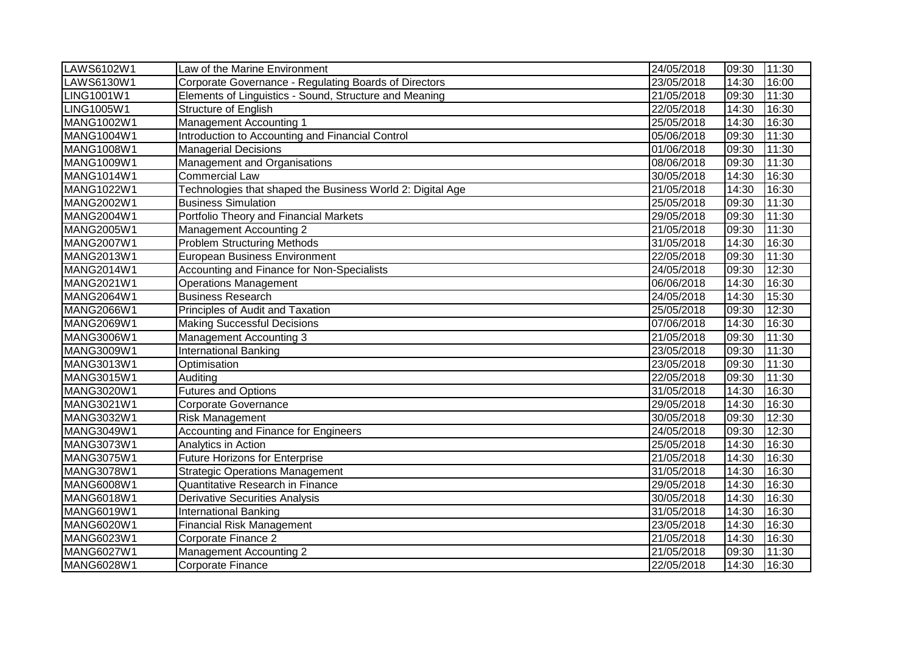| LAWS6102W1 | Law of the Marine Environment | 24/05/2018 | 09:30 | 11:30 |
|---|---|---|---|---|
| LAWS6130W1 | Corporate Governance - Regulating Boards of Directors | 23/05/2018 | 14:30 | 16:00 |
| LING1001W1 | Elements of Linguistics - Sound, Structure and Meaning | 21/05/2018 | 09:30 | 11:30 |
| LING1005W1 | Structure of English | 22/05/2018 | 14:30 | 16:30 |
| MANG1002W1 | Management Accounting 1 | 25/05/2018 | 14:30 | 16:30 |
| MANG1004W1 | Introduction to Accounting and Financial Control | 05/06/2018 | 09:30 | 11:30 |
| MANG1008W1 | Managerial Decisions | 01/06/2018 | 09:30 | 11:30 |
| MANG1009W1 | Management and Organisations | 08/06/2018 | 09:30 | 11:30 |
| MANG1014W1 | Commercial Law | 30/05/2018 | 14:30 | 16:30 |
| MANG1022W1 | Technologies that shaped the Business World 2: Digital Age | 21/05/2018 | 14:30 | 16:30 |
| MANG2002W1 | Business Simulation | 25/05/2018 | 09:30 | 11:30 |
| MANG2004W1 | Portfolio Theory and Financial Markets | 29/05/2018 | 09:30 | 11:30 |
| MANG2005W1 | Management Accounting 2 | 21/05/2018 | 09:30 | 11:30 |
| MANG2007W1 | Problem Structuring Methods | 31/05/2018 | 14:30 | 16:30 |
| MANG2013W1 | European Business Environment | 22/05/2018 | 09:30 | 11:30 |
| MANG2014W1 | Accounting and Finance for Non-Specialists | 24/05/2018 | 09:30 | 12:30 |
| MANG2021W1 | Operations Management | 06/06/2018 | 14:30 | 16:30 |
| MANG2064W1 | Business Research | 24/05/2018 | 14:30 | 15:30 |
| MANG2066W1 | Principles of Audit and Taxation | 25/05/2018 | 09:30 | 12:30 |
| MANG2069W1 | Making Successful Decisions | 07/06/2018 | 14:30 | 16:30 |
| MANG3006W1 | Management Accounting 3 | 21/05/2018 | 09:30 | 11:30 |
| MANG3009W1 | International Banking | 23/05/2018 | 09:30 | 11:30 |
| MANG3013W1 | Optimisation | 23/05/2018 | 09:30 | 11:30 |
| MANG3015W1 | Auditing | 22/05/2018 | 09:30 | 11:30 |
| MANG3020W1 | Futures and Options | 31/05/2018 | 14:30 | 16:30 |
| MANG3021W1 | Corporate Governance | 29/05/2018 | 14:30 | 16:30 |
| MANG3032W1 | Risk Management | 30/05/2018 | 09:30 | 12:30 |
| MANG3049W1 | Accounting and Finance for Engineers | 24/05/2018 | 09:30 | 12:30 |
| MANG3073W1 | Analytics in Action | 25/05/2018 | 14:30 | 16:30 |
| MANG3075W1 | Future Horizons for Enterprise | 21/05/2018 | 14:30 | 16:30 |
| MANG3078W1 | Strategic Operations Management | 31/05/2018 | 14:30 | 16:30 |
| MANG6008W1 | Quantitative Research in Finance | 29/05/2018 | 14:30 | 16:30 |
| MANG6018W1 | Derivative Securities Analysis | 30/05/2018 | 14:30 | 16:30 |
| MANG6019W1 | International Banking | 31/05/2018 | 14:30 | 16:30 |
| MANG6020W1 | Financial Risk Management | 23/05/2018 | 14:30 | 16:30 |
| MANG6023W1 | Corporate Finance 2 | 21/05/2018 | 14:30 | 16:30 |
| MANG6027W1 | Management Accounting 2 | 21/05/2018 | 09:30 | 11:30 |
| MANG6028W1 | Corporate Finance | 22/05/2018 | 14:30 | 16:30 |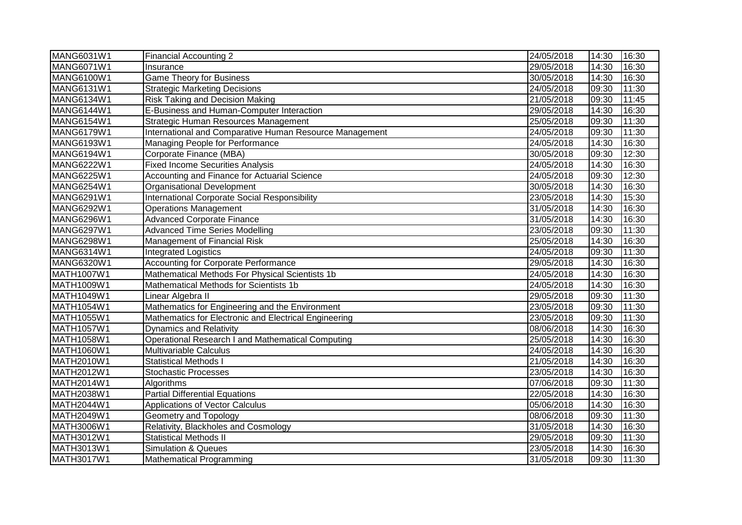| MANG6031W1 | Financial Accounting 2 | 24/05/2018 | 14:30 | 16:30 |
|---|---|---|---|---|
| MANG6071W1 | Insurance | 29/05/2018 | 14:30 | 16:30 |
| MANG6100W1 | Game Theory for Business | 30/05/2018 | 14:30 | 16:30 |
| MANG6131W1 | Strategic Marketing Decisions | 24/05/2018 | 09:30 | 11:30 |
| MANG6134W1 | Risk Taking and Decision Making | 21/05/2018 | 09:30 | 11:45 |
| MANG6144W1 | E-Business and Human-Computer Interaction | 29/05/2018 | 14:30 | 16:30 |
| MANG6154W1 | Strategic Human Resources Management | 25/05/2018 | 09:30 | 11:30 |
| MANG6179W1 | International and Comparative Human Resource Management | 24/05/2018 | 09:30 | 11:30 |
| MANG6193W1 | Managing People for Performance | 24/05/2018 | 14:30 | 16:30 |
| MANG6194W1 | Corporate Finance (MBA) | 30/05/2018 | 09:30 | 12:30 |
| MANG6222W1 | Fixed Income Securities Analysis | 24/05/2018 | 14:30 | 16:30 |
| MANG6225W1 | Accounting and Finance for Actuarial Science | 24/05/2018 | 09:30 | 12:30 |
| MANG6254W1 | Organisational Development | 30/05/2018 | 14:30 | 16:30 |
| MANG6291W1 | International Corporate Social Responsibility | 23/05/2018 | 14:30 | 15:30 |
| MANG6292W1 | Operations Management | 31/05/2018 | 14:30 | 16:30 |
| MANG6296W1 | Advanced Corporate Finance | 31/05/2018 | 14:30 | 16:30 |
| MANG6297W1 | Advanced Time Series Modelling | 23/05/2018 | 09:30 | 11:30 |
| MANG6298W1 | Management of Financial Risk | 25/05/2018 | 14:30 | 16:30 |
| MANG6314W1 | Integrated Logistics | 24/05/2018 | 09:30 | 11:30 |
| MANG6320W1 | Accounting for Corporate Performance | 29/05/2018 | 14:30 | 16:30 |
| MATH1007W1 | Mathematical Methods For Physical Scientists 1b | 24/05/2018 | 14:30 | 16:30 |
| MATH1009W1 | Mathematical Methods for Scientists 1b | 24/05/2018 | 14:30 | 16:30 |
| MATH1049W1 | Linear Algebra II | 29/05/2018 | 09:30 | 11:30 |
| MATH1054W1 | Mathematics for Engineering and the Environment | 23/05/2018 | 09:30 | 11:30 |
| MATH1055W1 | Mathematics for Electronic and Electrical Engineering | 23/05/2018 | 09:30 | 11:30 |
| MATH1057W1 | Dynamics and Relativity | 08/06/2018 | 14:30 | 16:30 |
| MATH1058W1 | Operational Research I and Mathematical Computing | 25/05/2018 | 14:30 | 16:30 |
| MATH1060W1 | Multivariable Calculus | 24/05/2018 | 14:30 | 16:30 |
| MATH2010W1 | Statistical Methods I | 21/05/2018 | 14:30 | 16:30 |
| MATH2012W1 | Stochastic Processes | 23/05/2018 | 14:30 | 16:30 |
| MATH2014W1 | Algorithms | 07/06/2018 | 09:30 | 11:30 |
| MATH2038W1 | Partial Differential Equations | 22/05/2018 | 14:30 | 16:30 |
| MATH2044W1 | Applications of Vector Calculus | 05/06/2018 | 14:30 | 16:30 |
| MATH2049W1 | Geometry and Topology | 08/06/2018 | 09:30 | 11:30 |
| MATH3006W1 | Relativity, Blackholes and Cosmology | 31/05/2018 | 14:30 | 16:30 |
| MATH3012W1 | Statistical Methods II | 29/05/2018 | 09:30 | 11:30 |
| MATH3013W1 | Simulation & Queues | 23/05/2018 | 14:30 | 16:30 |
| MATH3017W1 | Mathematical Programming | 31/05/2018 | 09:30 | 11:30 |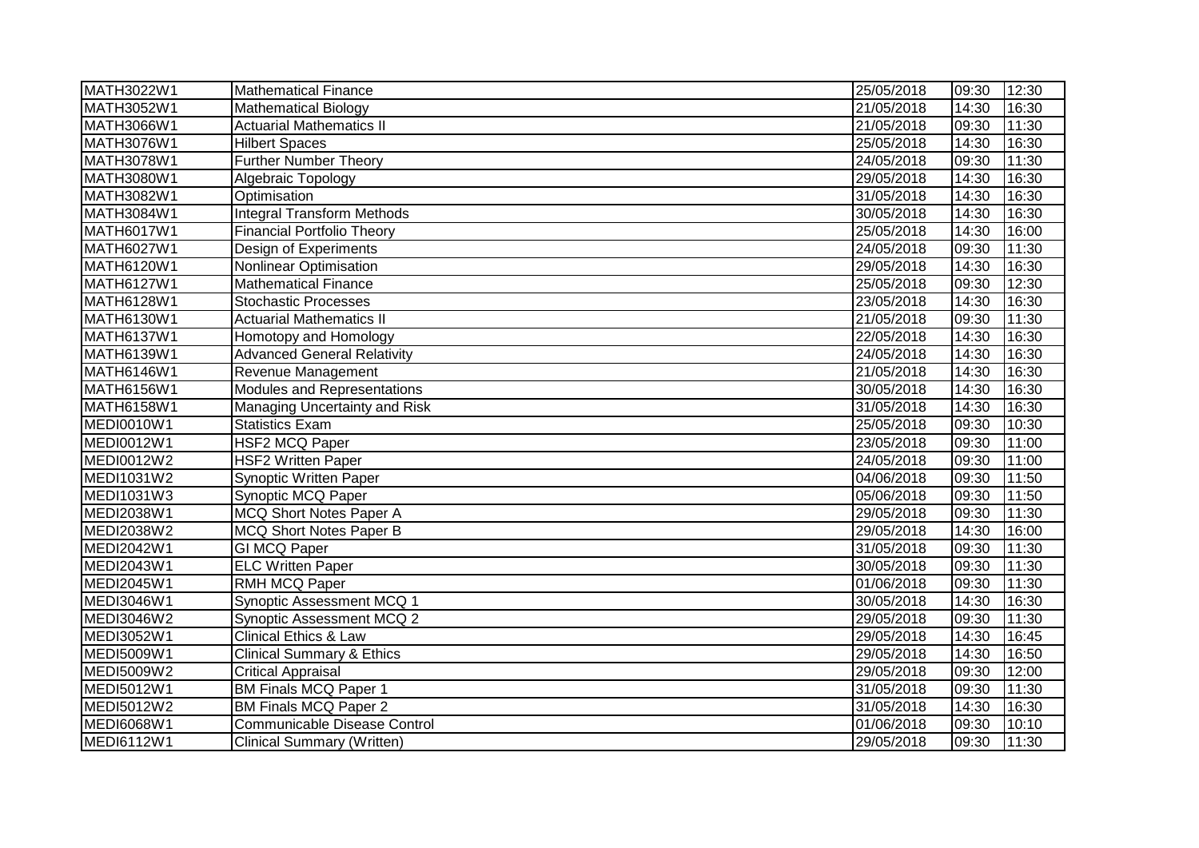| MATH3022W1 | Mathematical Finance | 25/05/2018 | 09:30 | 12:30 |
|---|---|---|---|---|
| MATH3052W1 | Mathematical Biology | 21/05/2018 | 14:30 | 16:30 |
| MATH3066W1 | Actuarial Mathematics II | 21/05/2018 | 09:30 | 11:30 |
| MATH3076W1 | Hilbert Spaces | 25/05/2018 | 14:30 | 16:30 |
| MATH3078W1 | Further Number Theory | 24/05/2018 | 09:30 | 11:30 |
| MATH3080W1 | Algebraic Topology | 29/05/2018 | 14:30 | 16:30 |
| MATH3082W1 | Optimisation | 31/05/2018 | 14:30 | 16:30 |
| MATH3084W1 | Integral Transform Methods | 30/05/2018 | 14:30 | 16:30 |
| MATH6017W1 | Financial Portfolio Theory | 25/05/2018 | 14:30 | 16:00 |
| MATH6027W1 | Design of Experiments | 24/05/2018 | 09:30 | 11:30 |
| MATH6120W1 | Nonlinear Optimisation | 29/05/2018 | 14:30 | 16:30 |
| MATH6127W1 | Mathematical Finance | 25/05/2018 | 09:30 | 12:30 |
| MATH6128W1 | Stochastic Processes | 23/05/2018 | 14:30 | 16:30 |
| MATH6130W1 | Actuarial Mathematics II | 21/05/2018 | 09:30 | 11:30 |
| MATH6137W1 | Homotopy and Homology | 22/05/2018 | 14:30 | 16:30 |
| MATH6139W1 | Advanced General Relativity | 24/05/2018 | 14:30 | 16:30 |
| MATH6146W1 | Revenue Management | 21/05/2018 | 14:30 | 16:30 |
| MATH6156W1 | Modules and Representations | 30/05/2018 | 14:30 | 16:30 |
| MATH6158W1 | Managing Uncertainty and Risk | 31/05/2018 | 14:30 | 16:30 |
| MEDI0010W1 | Statistics Exam | 25/05/2018 | 09:30 | 10:30 |
| MEDI0012W1 | HSF2 MCQ Paper | 23/05/2018 | 09:30 | 11:00 |
| MEDI0012W2 | HSF2 Written Paper | 24/05/2018 | 09:30 | 11:00 |
| MEDI1031W2 | Synoptic Written Paper | 04/06/2018 | 09:30 | 11:50 |
| MEDI1031W3 | Synoptic MCQ Paper | 05/06/2018 | 09:30 | 11:50 |
| MEDI2038W1 | MCQ Short Notes Paper A | 29/05/2018 | 09:30 | 11:30 |
| MEDI2038W2 | MCQ Short Notes Paper B | 29/05/2018 | 14:30 | 16:00 |
| MEDI2042W1 | GI MCQ Paper | 31/05/2018 | 09:30 | 11:30 |
| MEDI2043W1 | ELC Written Paper | 30/05/2018 | 09:30 | 11:30 |
| MEDI2045W1 | RMH MCQ Paper | 01/06/2018 | 09:30 | 11:30 |
| MEDI3046W1 | Synoptic Assessment MCQ 1 | 30/05/2018 | 14:30 | 16:30 |
| MEDI3046W2 | Synoptic Assessment MCQ 2 | 29/05/2018 | 09:30 | 11:30 |
| MEDI3052W1 | Clinical Ethics & Law | 29/05/2018 | 14:30 | 16:45 |
| MEDI5009W1 | Clinical Summary & Ethics | 29/05/2018 | 14:30 | 16:50 |
| MEDI5009W2 | Critical Appraisal | 29/05/2018 | 09:30 | 12:00 |
| MEDI5012W1 | BM Finals MCQ Paper 1 | 31/05/2018 | 09:30 | 11:30 |
| MEDI5012W2 | BM Finals MCQ Paper 2 | 31/05/2018 | 14:30 | 16:30 |
| MEDI6068W1 | Communicable Disease Control | 01/06/2018 | 09:30 | 10:10 |
| MEDI6112W1 | Clinical Summary (Written) | 29/05/2018 | 09:30 | 11:30 |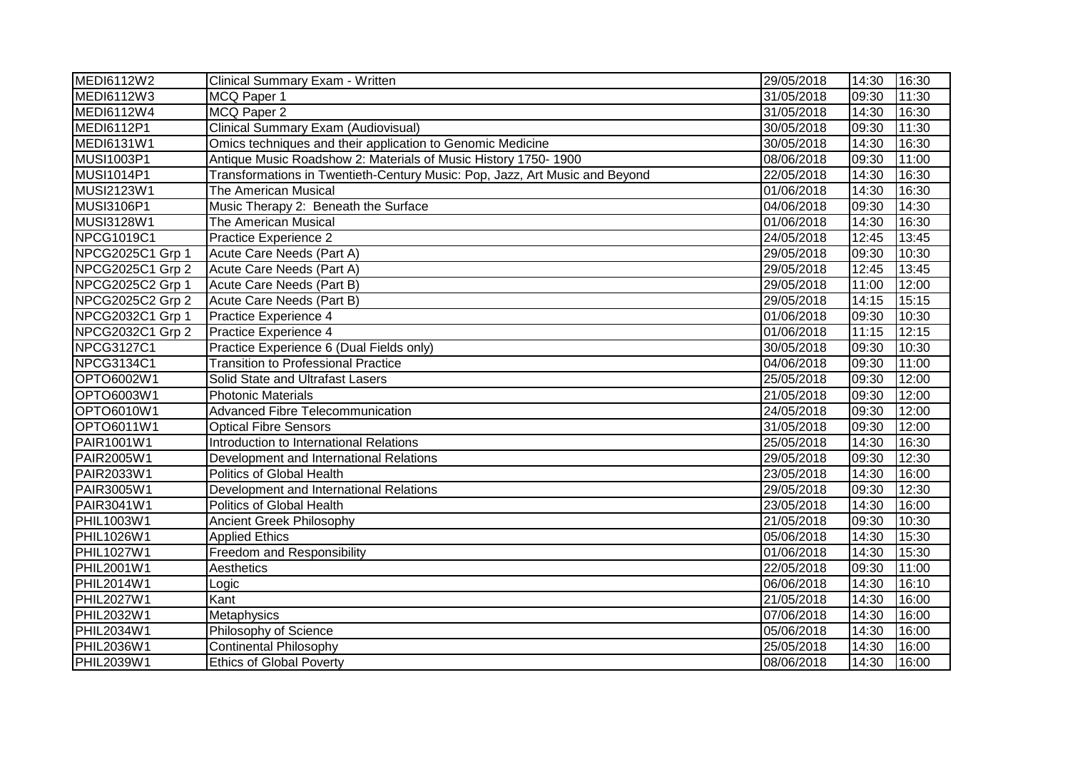| MEDI6112W2 | Clinical Summary Exam - Written | 29/05/2018 | 14:30 | 16:30 |
|---|---|---|---|---|
| MEDI6112W3 | MCQ Paper 1 | 31/05/2018 | 09:30 | 11:30 |
| MEDI6112W4 | MCQ Paper 2 | 31/05/2018 | 14:30 | 16:30 |
| MEDI6112P1 | Clinical Summary Exam (Audiovisual) | 30/05/2018 | 09:30 | 11:30 |
| MEDI6131W1 | Omics techniques and their application to Genomic Medicine | 30/05/2018 | 14:30 | 16:30 |
| MUSI1003P1 | Antique Music Roadshow 2: Materials of Music History 1750- 1900 | 08/06/2018 | 09:30 | 11:00 |
| MUSI1014P1 | Transformations in Twentieth-Century Music: Pop, Jazz, Art Music and Beyond | 22/05/2018 | 14:30 | 16:30 |
| MUSI2123W1 | The American Musical | 01/06/2018 | 14:30 | 16:30 |
| MUSI3106P1 | Music Therapy 2: Beneath the Surface | 04/06/2018 | 09:30 | 14:30 |
| MUSI3128W1 | The American Musical | 01/06/2018 | 14:30 | 16:30 |
| NPCG1019C1 | Practice Experience 2 | 24/05/2018 | 12:45 | 13:45 |
| NPCG2025C1 Grp 1 | Acute Care Needs (Part A) | 29/05/2018 | 09:30 | 10:30 |
| NPCG2025C1 Grp 2 | Acute Care Needs (Part A) | 29/05/2018 | 12:45 | 13:45 |
| NPCG2025C2 Grp 1 | Acute Care Needs (Part B) | 29/05/2018 | 11:00 | 12:00 |
| NPCG2025C2 Grp 2 | Acute Care Needs (Part B) | 29/05/2018 | 14:15 | 15:15 |
| NPCG2032C1 Grp 1 | Practice Experience 4 | 01/06/2018 | 09:30 | 10:30 |
| NPCG2032C1 Grp 2 | Practice Experience 4 | 01/06/2018 | 11:15 | 12:15 |
| NPCG3127C1 | Practice Experience 6 (Dual Fields only) | 30/05/2018 | 09:30 | 10:30 |
| NPCG3134C1 | Transition to Professional Practice | 04/06/2018 | 09:30 | 11:00 |
| OPTO6002W1 | Solid State and Ultrafast Lasers | 25/05/2018 | 09:30 | 12:00 |
| OPTO6003W1 | Photonic Materials | 21/05/2018 | 09:30 | 12:00 |
| OPTO6010W1 | Advanced Fibre Telecommunication | 24/05/2018 | 09:30 | 12:00 |
| OPTO6011W1 | Optical Fibre Sensors | 31/05/2018 | 09:30 | 12:00 |
| PAIR1001W1 | Introduction to International Relations | 25/05/2018 | 14:30 | 16:30 |
| PAIR2005W1 | Development and International Relations | 29/05/2018 | 09:30 | 12:30 |
| PAIR2033W1 | Politics of Global Health | 23/05/2018 | 14:30 | 16:00 |
| PAIR3005W1 | Development and International Relations | 29/05/2018 | 09:30 | 12:30 |
| PAIR3041W1 | Politics of Global Health | 23/05/2018 | 14:30 | 16:00 |
| PHIL1003W1 | Ancient Greek Philosophy | 21/05/2018 | 09:30 | 10:30 |
| PHIL1026W1 | Applied Ethics | 05/06/2018 | 14:30 | 15:30 |
| PHIL1027W1 | Freedom and Responsibility | 01/06/2018 | 14:30 | 15:30 |
| PHIL2001W1 | Aesthetics | 22/05/2018 | 09:30 | 11:00 |
| PHIL2014W1 | Logic | 06/06/2018 | 14:30 | 16:10 |
| PHIL2027W1 | Kant | 21/05/2018 | 14:30 | 16:00 |
| PHIL2032W1 | Metaphysics | 07/06/2018 | 14:30 | 16:00 |
| PHIL2034W1 | Philosophy of Science | 05/06/2018 | 14:30 | 16:00 |
| PHIL2036W1 | Continental Philosophy | 25/05/2018 | 14:30 | 16:00 |
| PHIL2039W1 | Ethics of Global Poverty | 08/06/2018 | 14:30 | 16:00 |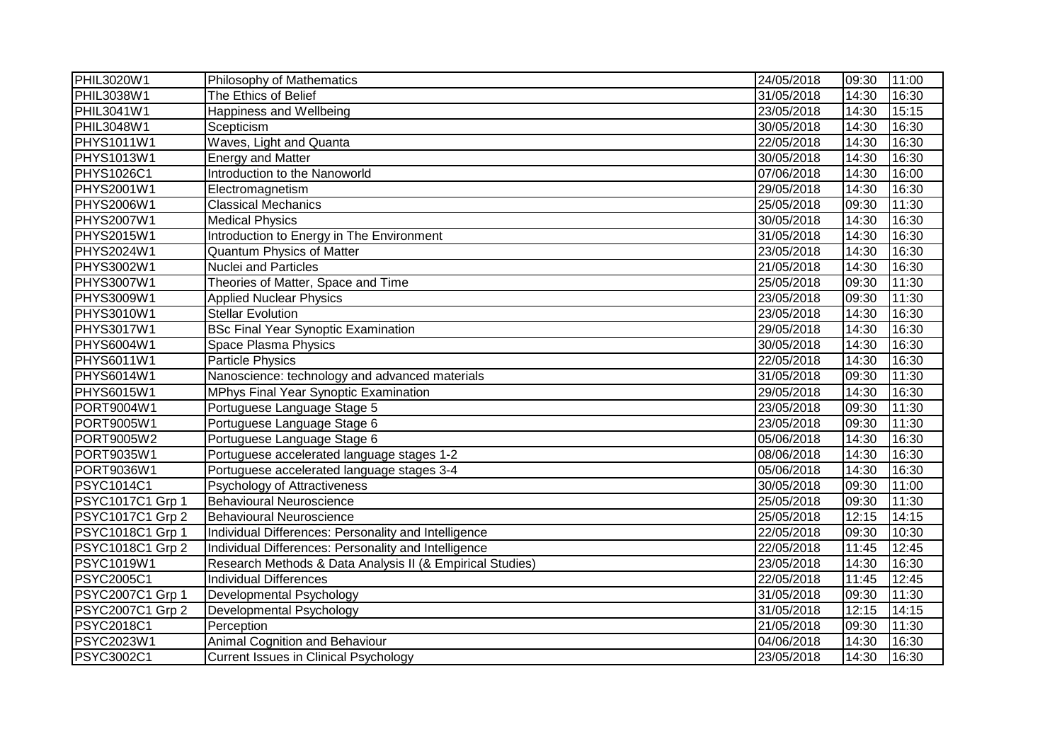| | | | | |
|---|---|---|---|---|
| PHIL3020W1 | Philosophy of Mathematics | 24/05/2018 | 09:30 | 11:00 |
| PHIL3038W1 | The Ethics of Belief | 31/05/2018 | 14:30 | 16:30 |
| PHIL3041W1 | Happiness and Wellbeing | 23/05/2018 | 14:30 | 15:15 |
| PHIL3048W1 | Scepticism | 30/05/2018 | 14:30 | 16:30 |
| PHYS1011W1 | Waves, Light and Quanta | 22/05/2018 | 14:30 | 16:30 |
| PHYS1013W1 | Energy and Matter | 30/05/2018 | 14:30 | 16:30 |
| PHYS1026C1 | Introduction to the Nanoworld | 07/06/2018 | 14:30 | 16:00 |
| PHYS2001W1 | Electromagnetism | 29/05/2018 | 14:30 | 16:30 |
| PHYS2006W1 | Classical Mechanics | 25/05/2018 | 09:30 | 11:30 |
| PHYS2007W1 | Medical Physics | 30/05/2018 | 14:30 | 16:30 |
| PHYS2015W1 | Introduction to Energy in The Environment | 31/05/2018 | 14:30 | 16:30 |
| PHYS2024W1 | Quantum Physics of Matter | 23/05/2018 | 14:30 | 16:30 |
| PHYS3002W1 | Nuclei and Particles | 21/05/2018 | 14:30 | 16:30 |
| PHYS3007W1 | Theories of Matter, Space and Time | 25/05/2018 | 09:30 | 11:30 |
| PHYS3009W1 | Applied Nuclear Physics | 23/05/2018 | 09:30 | 11:30 |
| PHYS3010W1 | Stellar Evolution | 23/05/2018 | 14:30 | 16:30 |
| PHYS3017W1 | BSc Final Year Synoptic Examination | 29/05/2018 | 14:30 | 16:30 |
| PHYS6004W1 | Space Plasma Physics | 30/05/2018 | 14:30 | 16:30 |
| PHYS6011W1 | Particle Physics | 22/05/2018 | 14:30 | 16:30 |
| PHYS6014W1 | Nanoscience: technology and advanced materials | 31/05/2018 | 09:30 | 11:30 |
| PHYS6015W1 | MPhys Final Year Synoptic Examination | 29/05/2018 | 14:30 | 16:30 |
| PORT9004W1 | Portuguese Language Stage 5 | 23/05/2018 | 09:30 | 11:30 |
| PORT9005W1 | Portuguese Language Stage 6 | 23/05/2018 | 09:30 | 11:30 |
| PORT9005W2 | Portuguese Language Stage 6 | 05/06/2018 | 14:30 | 16:30 |
| PORT9035W1 | Portuguese accelerated language stages 1-2 | 08/06/2018 | 14:30 | 16:30 |
| PORT9036W1 | Portuguese accelerated language stages 3-4 | 05/06/2018 | 14:30 | 16:30 |
| PSYC1014C1 | Psychology of Attractiveness | 30/05/2018 | 09:30 | 11:00 |
| PSYC1017C1 Grp 1 | Behavioural Neuroscience | 25/05/2018 | 09:30 | 11:30 |
| PSYC1017C1 Grp 2 | Behavioural Neuroscience | 25/05/2018 | 12:15 | 14:15 |
| PSYC1018C1 Grp 1 | Individual Differences: Personality and Intelligence | 22/05/2018 | 09:30 | 10:30 |
| PSYC1018C1 Grp 2 | Individual Differences: Personality and Intelligence | 22/05/2018 | 11:45 | 12:45 |
| PSYC1019W1 | Research Methods & Data Analysis II (& Empirical Studies) | 23/05/2018 | 14:30 | 16:30 |
| PSYC2005C1 | Individual Differences | 22/05/2018 | 11:45 | 12:45 |
| PSYC2007C1 Grp 1 | Developmental Psychology | 31/05/2018 | 09:30 | 11:30 |
| PSYC2007C1 Grp 2 | Developmental Psychology | 31/05/2018 | 12:15 | 14:15 |
| PSYC2018C1 | Perception | 21/05/2018 | 09:30 | 11:30 |
| PSYC2023W1 | Animal Cognition and Behaviour | 04/06/2018 | 14:30 | 16:30 |
| PSYC3002C1 | Current Issues in Clinical Psychology | 23/05/2018 | 14:30 | 16:30 |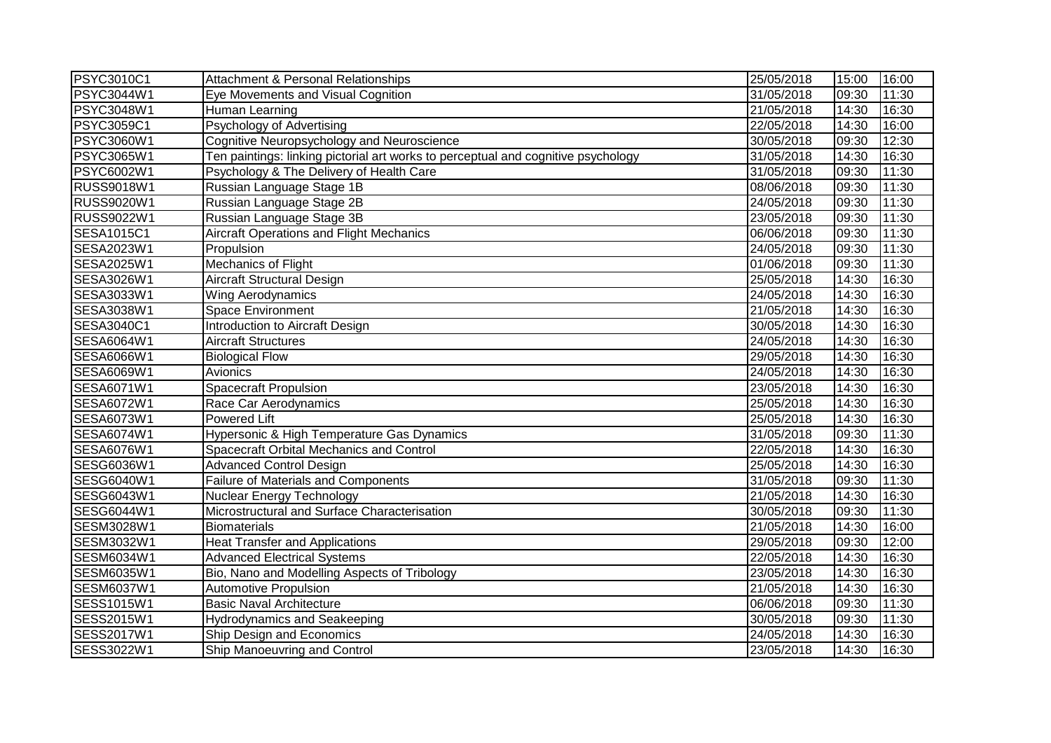| PSYC3010C1 | Attachment & Personal Relationships | 25/05/2018 | 15:00 | 16:00 |
|---|---|---|---|---|
| PSYC3044W1 | Eye Movements and Visual Cognition | 31/05/2018 | 09:30 | 11:30 |
| PSYC3048W1 | Human Learning | 21/05/2018 | 14:30 | 16:30 |
| PSYC3059C1 | Psychology of Advertising | 22/05/2018 | 14:30 | 16:00 |
| PSYC3060W1 | Cognitive Neuropsychology and Neuroscience | 30/05/2018 | 09:30 | 12:30 |
| PSYC3065W1 | Ten paintings: linking pictorial art works to perceptual and cognitive psychology | 31/05/2018 | 14:30 | 16:30 |
| PSYC6002W1 | Psychology & The Delivery of Health Care | 31/05/2018 | 09:30 | 11:30 |
| RUSS9018W1 | Russian Language Stage 1B | 08/06/2018 | 09:30 | 11:30 |
| RUSS9020W1 | Russian Language Stage 2B | 24/05/2018 | 09:30 | 11:30 |
| RUSS9022W1 | Russian Language Stage 3B | 23/05/2018 | 09:30 | 11:30 |
| SESA1015C1 | Aircraft Operations and Flight Mechanics | 06/06/2018 | 09:30 | 11:30 |
| SESA2023W1 | Propulsion | 24/05/2018 | 09:30 | 11:30 |
| SESA2025W1 | Mechanics of Flight | 01/06/2018 | 09:30 | 11:30 |
| SESA3026W1 | Aircraft Structural Design | 25/05/2018 | 14:30 | 16:30 |
| SESA3033W1 | Wing Aerodynamics | 24/05/2018 | 14:30 | 16:30 |
| SESA3038W1 | Space Environment | 21/05/2018 | 14:30 | 16:30 |
| SESA3040C1 | Introduction to Aircraft Design | 30/05/2018 | 14:30 | 16:30 |
| SESA6064W1 | Aircraft Structures | 24/05/2018 | 14:30 | 16:30 |
| SESA6066W1 | Biological Flow | 29/05/2018 | 14:30 | 16:30 |
| SESA6069W1 | Avionics | 24/05/2018 | 14:30 | 16:30 |
| SESA6071W1 | Spacecraft Propulsion | 23/05/2018 | 14:30 | 16:30 |
| SESA6072W1 | Race Car Aerodynamics | 25/05/2018 | 14:30 | 16:30 |
| SESA6073W1 | Powered Lift | 25/05/2018 | 14:30 | 16:30 |
| SESA6074W1 | Hypersonic & High Temperature Gas Dynamics | 31/05/2018 | 09:30 | 11:30 |
| SESA6076W1 | Spacecraft Orbital Mechanics and Control | 22/05/2018 | 14:30 | 16:30 |
| SESG6036W1 | Advanced Control Design | 25/05/2018 | 14:30 | 16:30 |
| SESG6040W1 | Failure of Materials and Components | 31/05/2018 | 09:30 | 11:30 |
| SESG6043W1 | Nuclear Energy Technology | 21/05/2018 | 14:30 | 16:30 |
| SESG6044W1 | Microstructural and Surface Characterisation | 30/05/2018 | 09:30 | 11:30 |
| SESM3028W1 | Biomaterials | 21/05/2018 | 14:30 | 16:00 |
| SESM3032W1 | Heat Transfer and Applications | 29/05/2018 | 09:30 | 12:00 |
| SESM6034W1 | Advanced Electrical Systems | 22/05/2018 | 14:30 | 16:30 |
| SESM6035W1 | Bio, Nano and Modelling Aspects of Tribology | 23/05/2018 | 14:30 | 16:30 |
| SESM6037W1 | Automotive Propulsion | 21/05/2018 | 14:30 | 16:30 |
| SESS1015W1 | Basic Naval Architecture | 06/06/2018 | 09:30 | 11:30 |
| SESS2015W1 | Hydrodynamics and Seakeeping | 30/05/2018 | 09:30 | 11:30 |
| SESS2017W1 | Ship Design and Economics | 24/05/2018 | 14:30 | 16:30 |
| SESS3022W1 | Ship Manoeuvring and Control | 23/05/2018 | 14:30 | 16:30 |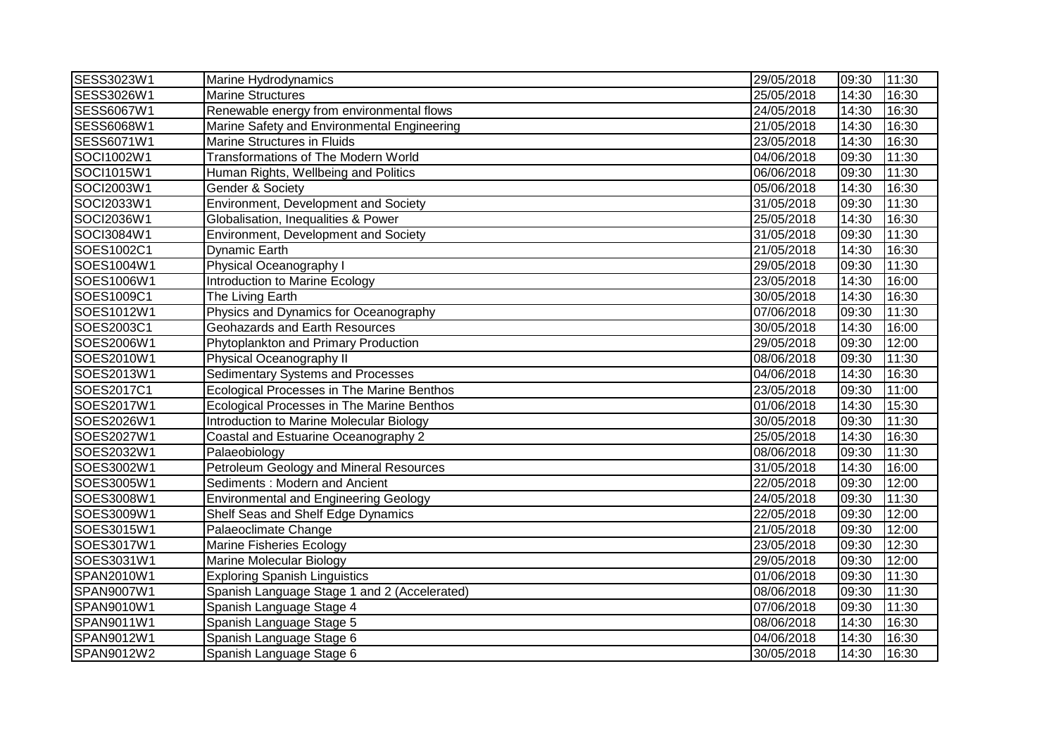| SESS3023W1 | Marine Hydrodynamics | 29/05/2018 | 09:30 | 11:30 |
|---|---|---|---|---|
| SESS3026W1 | Marine Structures | 25/05/2018 | 14:30 | 16:30 |
| SESS6067W1 | Renewable energy from environmental flows | 24/05/2018 | 14:30 | 16:30 |
| SESS6068W1 | Marine Safety and Environmental Engineering | 21/05/2018 | 14:30 | 16:30 |
| SESS6071W1 | Marine Structures in Fluids | 23/05/2018 | 14:30 | 16:30 |
| SOCI1002W1 | Transformations of The Modern World | 04/06/2018 | 09:30 | 11:30 |
| SOCI1015W1 | Human Rights, Wellbeing and Politics | 06/06/2018 | 09:30 | 11:30 |
| SOCI2003W1 | Gender & Society | 05/06/2018 | 14:30 | 16:30 |
| SOCI2033W1 | Environment, Development and Society | 31/05/2018 | 09:30 | 11:30 |
| SOCI2036W1 | Globalisation, Inequalities & Power | 25/05/2018 | 14:30 | 16:30 |
| SOCI3084W1 | Environment, Development and Society | 31/05/2018 | 09:30 | 11:30 |
| SOES1002C1 | Dynamic Earth | 21/05/2018 | 14:30 | 16:30 |
| SOES1004W1 | Physical Oceanography I | 29/05/2018 | 09:30 | 11:30 |
| SOES1006W1 | Introduction to Marine Ecology | 23/05/2018 | 14:30 | 16:00 |
| SOES1009C1 | The Living Earth | 30/05/2018 | 14:30 | 16:30 |
| SOES1012W1 | Physics and Dynamics for Oceanography | 07/06/2018 | 09:30 | 11:30 |
| SOES2003C1 | Geohazards and Earth Resources | 30/05/2018 | 14:30 | 16:00 |
| SOES2006W1 | Phytoplankton and Primary Production | 29/05/2018 | 09:30 | 12:00 |
| SOES2010W1 | Physical Oceanography II | 08/06/2018 | 09:30 | 11:30 |
| SOES2013W1 | Sedimentary Systems and Processes | 04/06/2018 | 14:30 | 16:30 |
| SOES2017C1 | Ecological Processes in The Marine Benthos | 23/05/2018 | 09:30 | 11:00 |
| SOES2017W1 | Ecological Processes in The Marine Benthos | 01/06/2018 | 14:30 | 15:30 |
| SOES2026W1 | Introduction to Marine Molecular Biology | 30/05/2018 | 09:30 | 11:30 |
| SOES2027W1 | Coastal and Estuarine Oceanography 2 | 25/05/2018 | 14:30 | 16:30 |
| SOES2032W1 | Palaeobiology | 08/06/2018 | 09:30 | 11:30 |
| SOES3002W1 | Petroleum Geology and Mineral Resources | 31/05/2018 | 14:30 | 16:00 |
| SOES3005W1 | Sediments : Modern and Ancient | 22/05/2018 | 09:30 | 12:00 |
| SOES3008W1 | Environmental and Engineering Geology | 24/05/2018 | 09:30 | 11:30 |
| SOES3009W1 | Shelf Seas and Shelf Edge Dynamics | 22/05/2018 | 09:30 | 12:00 |
| SOES3015W1 | Palaeoclimate Change | 21/05/2018 | 09:30 | 12:00 |
| SOES3017W1 | Marine Fisheries Ecology | 23/05/2018 | 09:30 | 12:30 |
| SOES3031W1 | Marine Molecular Biology | 29/05/2018 | 09:30 | 12:00 |
| SPAN2010W1 | Exploring Spanish Linguistics | 01/06/2018 | 09:30 | 11:30 |
| SPAN9007W1 | Spanish Language Stage 1 and 2 (Accelerated) | 08/06/2018 | 09:30 | 11:30 |
| SPAN9010W1 | Spanish Language Stage 4 | 07/06/2018 | 09:30 | 11:30 |
| SPAN9011W1 | Spanish Language Stage 5 | 08/06/2018 | 14:30 | 16:30 |
| SPAN9012W1 | Spanish Language Stage 6 | 04/06/2018 | 14:30 | 16:30 |
| SPAN9012W2 | Spanish Language Stage 6 | 30/05/2018 | 14:30 | 16:30 |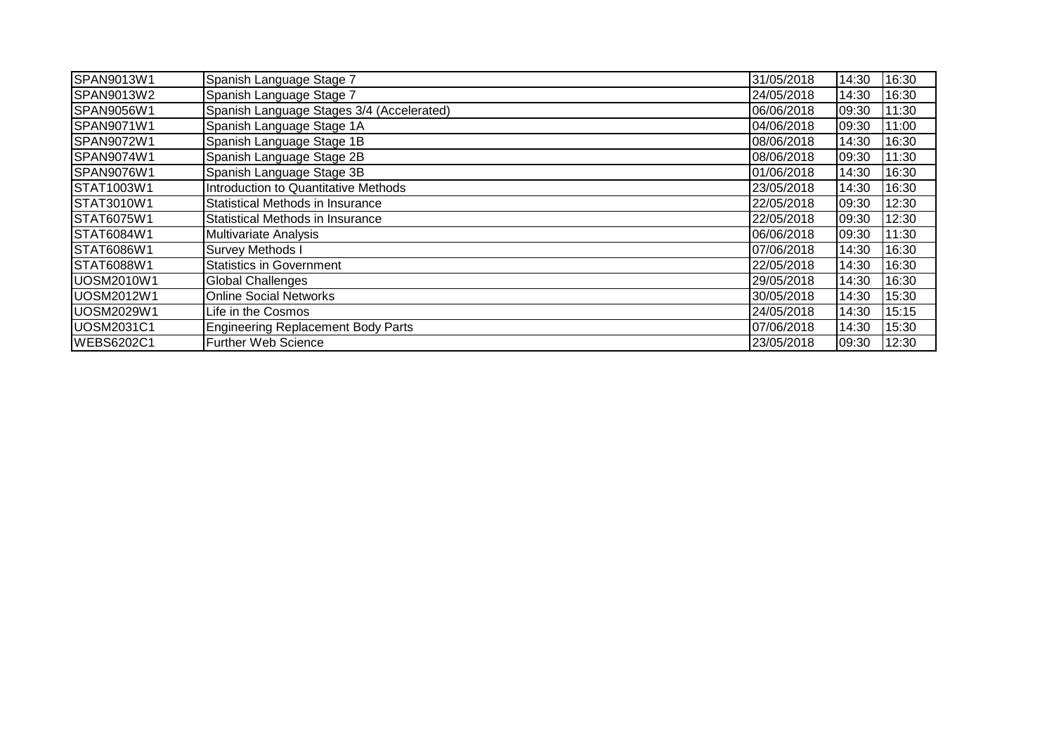| | | | | |
|---|---|---|---|---|
| SPAN9013W1 | Spanish Language Stage 7 | 31/05/2018 | 14:30 | 16:30 |
| SPAN9013W2 | Spanish Language Stage 7 | 24/05/2018 | 14:30 | 16:30 |
| SPAN9056W1 | Spanish Language Stages 3/4 (Accelerated) | 06/06/2018 | 09:30 | 11:30 |
| SPAN9071W1 | Spanish Language Stage 1A | 04/06/2018 | 09:30 | 11:00 |
| SPAN9072W1 | Spanish Language Stage 1B | 08/06/2018 | 14:30 | 16:30 |
| SPAN9074W1 | Spanish Language Stage 2B | 08/06/2018 | 09:30 | 11:30 |
| SPAN9076W1 | Spanish Language Stage 3B | 01/06/2018 | 14:30 | 16:30 |
| STAT1003W1 | Introduction to Quantitative Methods | 23/05/2018 | 14:30 | 16:30 |
| STAT3010W1 | Statistical Methods in Insurance | 22/05/2018 | 09:30 | 12:30 |
| STAT6075W1 | Statistical Methods in Insurance | 22/05/2018 | 09:30 | 12:30 |
| STAT6084W1 | Multivariate Analysis | 06/06/2018 | 09:30 | 11:30 |
| STAT6086W1 | Survey Methods I | 07/06/2018 | 14:30 | 16:30 |
| STAT6088W1 | Statistics in Government | 22/05/2018 | 14:30 | 16:30 |
| UOSM2010W1 | Global Challenges | 29/05/2018 | 14:30 | 16:30 |
| UOSM2012W1 | Online Social Networks | 30/05/2018 | 14:30 | 15:30 |
| UOSM2029W1 | Life in the Cosmos | 24/05/2018 | 14:30 | 15:15 |
| UOSM2031C1 | Engineering Replacement Body Parts | 07/06/2018 | 14:30 | 15:30 |
| WEBS6202C1 | Further Web Science | 23/05/2018 | 09:30 | 12:30 |